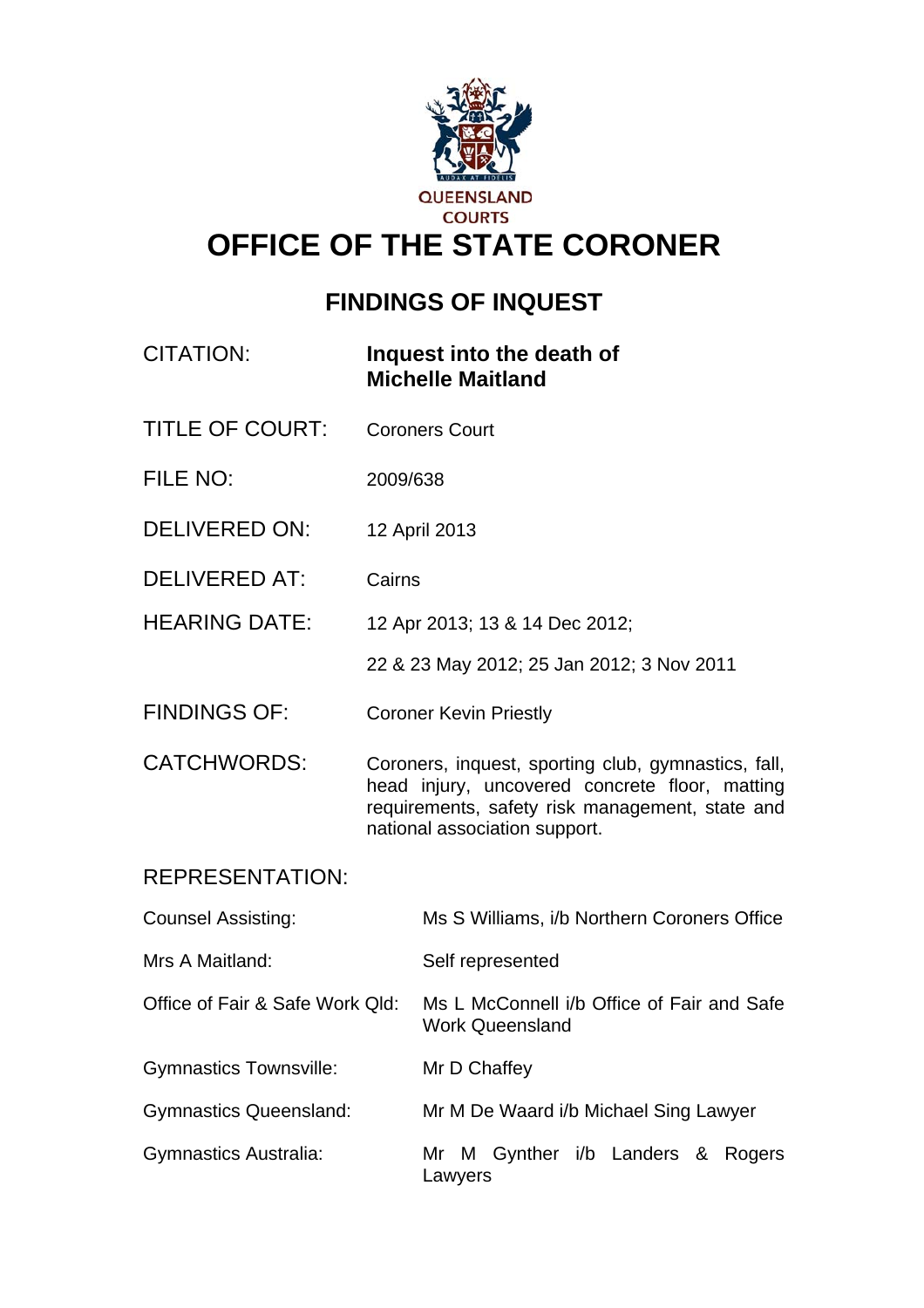QUEENSLAND COURTS

# OFFICE OF THE STATE CORONER

## FINDINGS OF INQUEST

| | |
|---|---|
| CITATION: | **Inquest into the death of Michelle Maitland** |
| TITLE OF COURT: | Coroners Court |
| FILE NO: | 2009/638 |
| DELIVERED ON: | 12 April 2013 |
| DELIVERED AT: | Cairns |
| HEARING DATE: | 12 Apr 2013; 13 & 14 Dec 2012; 22 & 23 May 2012; 25 Jan 2012; 3 Nov 2011 |
| FINDINGS OF: | Coroner Kevin Priestly |
| CATCHWORDS: | Coroners, inquest, sporting club, gymnastics, fall, head injury, uncovered concrete floor, matting requirements, safety risk management, state and national association support. |

REPRESENTATION:

| | |
|---|---|
| Counsel Assisting: | Ms S Williams, i/b Northern Coroners Office |
| Mrs A Maitland: | Self represented |
| Office of Fair & Safe Work Qld: | Ms L McConnell i/b Office of Fair and Safe Work Queensland |
| Gymnastics Townsville: | Mr D Chaffey |
| Gymnastics Queensland: | Mr M De Waard i/b Michael Sing Lawyer |
| Gymnastics Australia: | Mr M Gynther i/b Landers & Rogers Lawyers |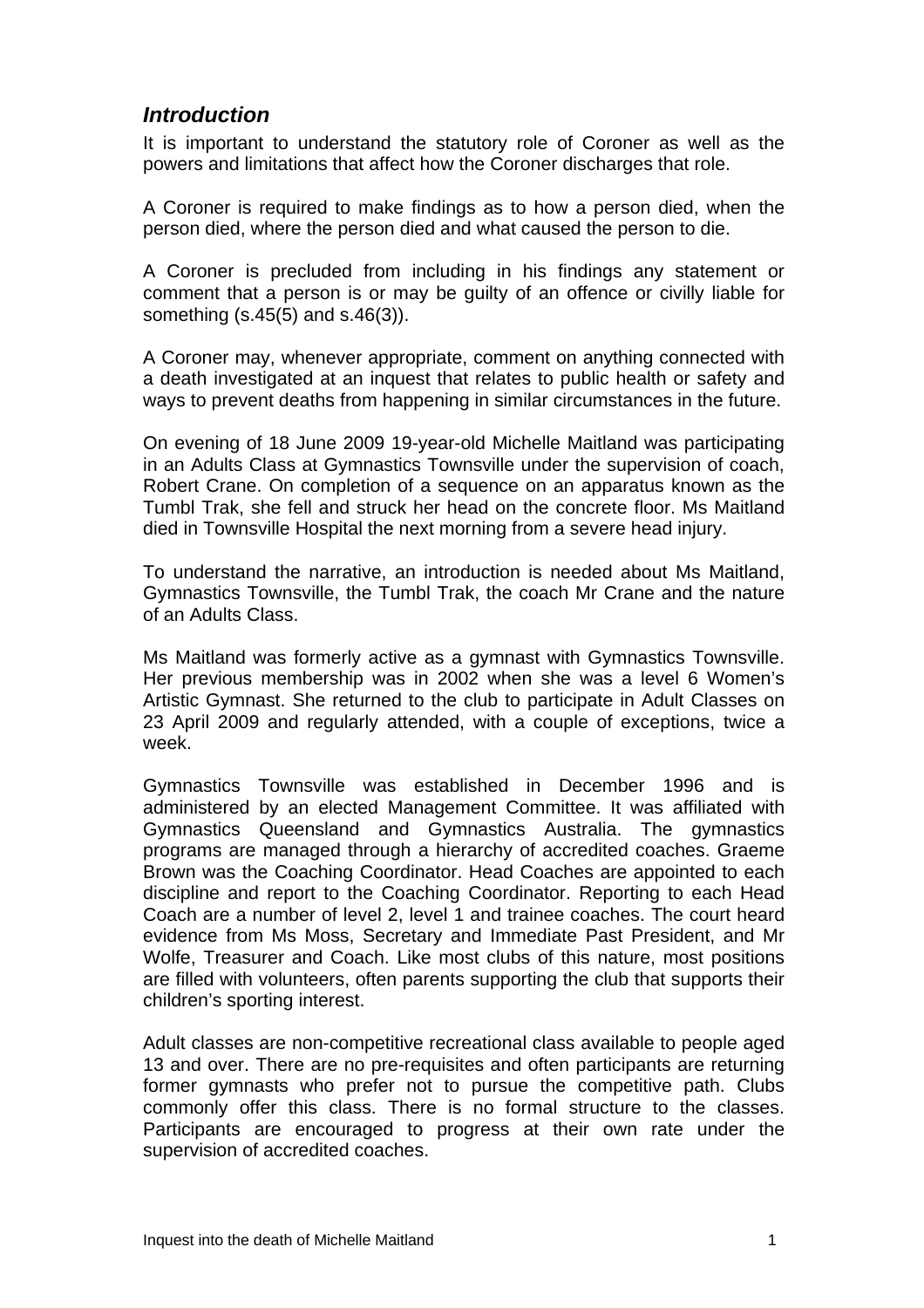## *Introduction*

It is important to understand the statutory role of Coroner as well as the powers and limitations that affect how the Coroner discharges that role.

A Coroner is required to make findings as to how a person died, when the person died, where the person died and what caused the person to die.

A Coroner is precluded from including in his findings any statement or comment that a person is or may be guilty of an offence or civilly liable for something (s.45(5) and s.46(3)).

A Coroner may, whenever appropriate, comment on anything connected with a death investigated at an inquest that relates to public health or safety and ways to prevent deaths from happening in similar circumstances in the future.

On evening of 18 June 2009 19-year-old Michelle Maitland was participating in an Adults Class at Gymnastics Townsville under the supervision of coach, Robert Crane. On completion of a sequence on an apparatus known as the Tumbl Trak, she fell and struck her head on the concrete floor. Ms Maitland died in Townsville Hospital the next morning from a severe head injury.

To understand the narrative, an introduction is needed about Ms Maitland, Gymnastics Townsville, the Tumbl Trak, the coach Mr Crane and the nature of an Adults Class.

Ms Maitland was formerly active as a gymnast with Gymnastics Townsville. Her previous membership was in 2002 when she was a level 6 Women's Artistic Gymnast. She returned to the club to participate in Adult Classes on 23 April 2009 and regularly attended, with a couple of exceptions, twice a week.

Gymnastics Townsville was established in December 1996 and is administered by an elected Management Committee. It was affiliated with Gymnastics Queensland and Gymnastics Australia. The gymnastics programs are managed through a hierarchy of accredited coaches. Graeme Brown was the Coaching Coordinator. Head Coaches are appointed to each discipline and report to the Coaching Coordinator. Reporting to each Head Coach are a number of level 2, level 1 and trainee coaches. The court heard evidence from Ms Moss, Secretary and Immediate Past President, and Mr Wolfe, Treasurer and Coach. Like most clubs of this nature, most positions are filled with volunteers, often parents supporting the club that supports their children's sporting interest.

Adult classes are non-competitive recreational class available to people aged 13 and over. There are no pre-requisites and often participants are returning former gymnasts who prefer not to pursue the competitive path. Clubs commonly offer this class. There is no formal structure to the classes. Participants are encouraged to progress at their own rate under the supervision of accredited coaches.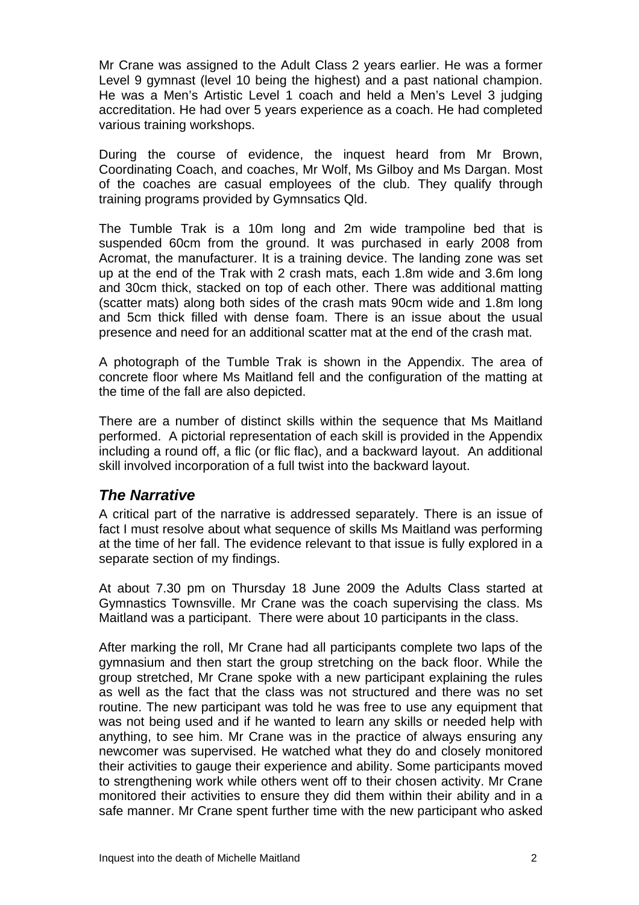Mr Crane was assigned to the Adult Class 2 years earlier. He was a former Level 9 gymnast (level 10 being the highest) and a past national champion. He was a Men's Artistic Level 1 coach and held a Men's Level 3 judging accreditation. He had over 5 years experience as a coach. He had completed various training workshops.

During the course of evidence, the inquest heard from Mr Brown, Coordinating Coach, and coaches, Mr Wolf, Ms Gilboy and Ms Dargan. Most of the coaches are casual employees of the club. They qualify through training programs provided by Gymnsatics Qld.

The Tumble Trak is a 10m long and 2m wide trampoline bed that is suspended 60cm from the ground. It was purchased in early 2008 from Acromat, the manufacturer. It is a training device. The landing zone was set up at the end of the Trak with 2 crash mats, each 1.8m wide and 3.6m long and 30cm thick, stacked on top of each other. There was additional matting (scatter mats) along both sides of the crash mats 90cm wide and 1.8m long and 5cm thick filled with dense foam. There is an issue about the usual presence and need for an additional scatter mat at the end of the crash mat.

A photograph of the Tumble Trak is shown in the Appendix. The area of concrete floor where Ms Maitland fell and the configuration of the matting at the time of the fall are also depicted.

There are a number of distinct skills within the sequence that Ms Maitland performed. A pictorial representation of each skill is provided in the Appendix including a round off, a flic (or flic flac), and a backward layout. An additional skill involved incorporation of a full twist into the backward layout.

## *The Narrative*

A critical part of the narrative is addressed separately. There is an issue of fact I must resolve about what sequence of skills Ms Maitland was performing at the time of her fall. The evidence relevant to that issue is fully explored in a separate section of my findings.

At about 7.30 pm on Thursday 18 June 2009 the Adults Class started at Gymnastics Townsville. Mr Crane was the coach supervising the class. Ms Maitland was a participant. There were about 10 participants in the class.

After marking the roll, Mr Crane had all participants complete two laps of the gymnasium and then start the group stretching on the back floor. While the group stretched, Mr Crane spoke with a new participant explaining the rules as well as the fact that the class was not structured and there was no set routine. The new participant was told he was free to use any equipment that was not being used and if he wanted to learn any skills or needed help with anything, to see him. Mr Crane was in the practice of always ensuring any newcomer was supervised. He watched what they do and closely monitored their activities to gauge their experience and ability. Some participants moved to strengthening work while others went off to their chosen activity. Mr Crane monitored their activities to ensure they did them within their ability and in a safe manner. Mr Crane spent further time with the new participant who asked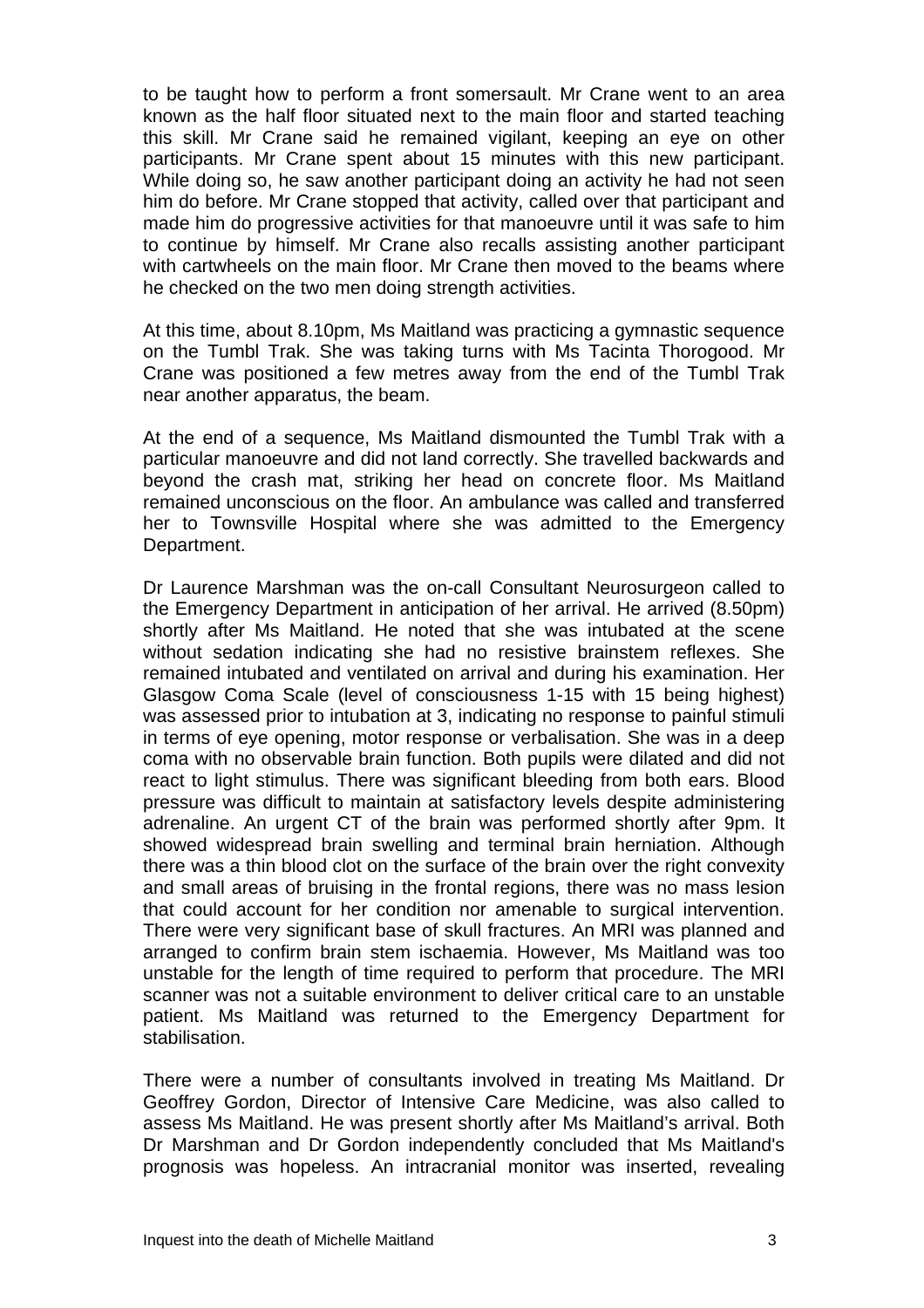to be taught how to perform a front somersault. Mr Crane went to an area known as the half floor situated next to the main floor and started teaching this skill. Mr Crane said he remained vigilant, keeping an eye on other participants. Mr Crane spent about 15 minutes with this new participant. While doing so, he saw another participant doing an activity he had not seen him do before. Mr Crane stopped that activity, called over that participant and made him do progressive activities for that manoeuvre until it was safe to him to continue by himself. Mr Crane also recalls assisting another participant with cartwheels on the main floor. Mr Crane then moved to the beams where he checked on the two men doing strength activities.

At this time, about 8.10pm, Ms Maitland was practicing a gymnastic sequence on the Tumbl Trak. She was taking turns with Ms Tacinta Thorogood. Mr Crane was positioned a few metres away from the end of the Tumbl Trak near another apparatus, the beam.

At the end of a sequence, Ms Maitland dismounted the Tumbl Trak with a particular manoeuvre and did not land correctly. She travelled backwards and beyond the crash mat, striking her head on concrete floor. Ms Maitland remained unconscious on the floor. An ambulance was called and transferred her to Townsville Hospital where she was admitted to the Emergency Department.

Dr Laurence Marshman was the on-call Consultant Neurosurgeon called to the Emergency Department in anticipation of her arrival. He arrived (8.50pm) shortly after Ms Maitland. He noted that she was intubated at the scene without sedation indicating she had no resistive brainstem reflexes. She remained intubated and ventilated on arrival and during his examination. Her Glasgow Coma Scale (level of consciousness 1-15 with 15 being highest) was assessed prior to intubation at 3, indicating no response to painful stimuli in terms of eye opening, motor response or verbalisation. She was in a deep coma with no observable brain function. Both pupils were dilated and did not react to light stimulus. There was significant bleeding from both ears. Blood pressure was difficult to maintain at satisfactory levels despite administering adrenaline. An urgent CT of the brain was performed shortly after 9pm. It showed widespread brain swelling and terminal brain herniation. Although there was a thin blood clot on the surface of the brain over the right convexity and small areas of bruising in the frontal regions, there was no mass lesion that could account for her condition nor amenable to surgical intervention. There were very significant base of skull fractures. An MRI was planned and arranged to confirm brain stem ischaemia. However, Ms Maitland was too unstable for the length of time required to perform that procedure. The MRI scanner was not a suitable environment to deliver critical care to an unstable patient. Ms Maitland was returned to the Emergency Department for stabilisation.

There were a number of consultants involved in treating Ms Maitland. Dr Geoffrey Gordon, Director of Intensive Care Medicine, was also called to assess Ms Maitland. He was present shortly after Ms Maitland's arrival. Both Dr Marshman and Dr Gordon independently concluded that Ms Maitland's prognosis was hopeless. An intracranial monitor was inserted, revealing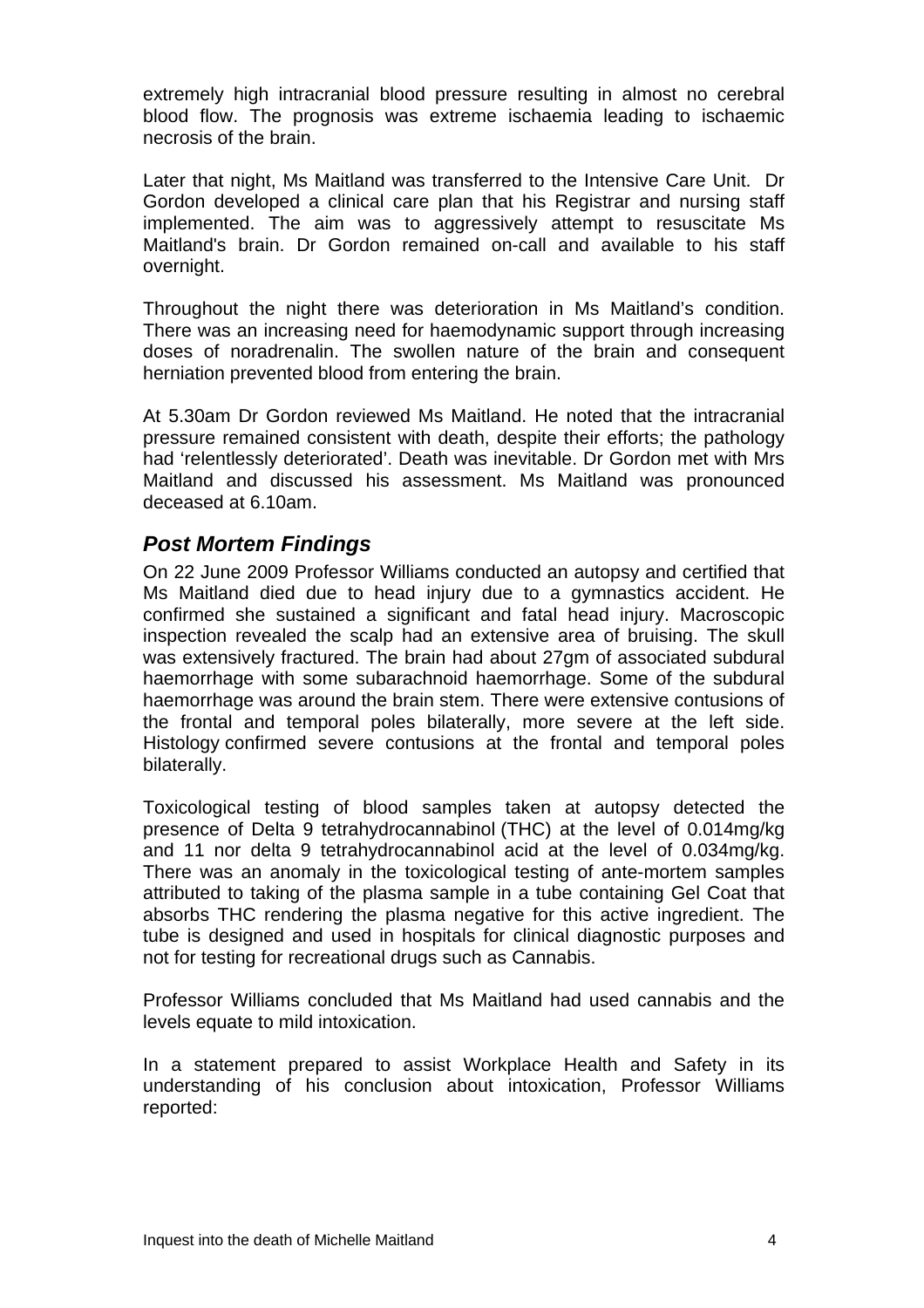extremely high intracranial blood pressure resulting in almost no cerebral blood flow. The prognosis was extreme ischaemia leading to ischaemic necrosis of the brain.

Later that night, Ms Maitland was transferred to the Intensive Care Unit. Dr Gordon developed a clinical care plan that his Registrar and nursing staff implemented. The aim was to aggressively attempt to resuscitate Ms Maitland's brain. Dr Gordon remained on-call and available to his staff overnight.

Throughout the night there was deterioration in Ms Maitland's condition. There was an increasing need for haemodynamic support through increasing doses of noradrenalin. The swollen nature of the brain and consequent herniation prevented blood from entering the brain.

At 5.30am Dr Gordon reviewed Ms Maitland. He noted that the intracranial pressure remained consistent with death, despite their efforts; the pathology had 'relentlessly deteriorated'. Death was inevitable. Dr Gordon met with Mrs Maitland and discussed his assessment. Ms Maitland was pronounced deceased at 6.10am.

## *Post Mortem Findings*

On 22 June 2009 Professor Williams conducted an autopsy and certified that Ms Maitland died due to head injury due to a gymnastics accident. He confirmed she sustained a significant and fatal head injury. Macroscopic inspection revealed the scalp had an extensive area of bruising. The skull was extensively fractured. The brain had about 27gm of associated subdural haemorrhage with some subarachnoid haemorrhage. Some of the subdural haemorrhage was around the brain stem. There were extensive contusions of the frontal and temporal poles bilaterally, more severe at the left side. Histology confirmed severe contusions at the frontal and temporal poles bilaterally.

Toxicological testing of blood samples taken at autopsy detected the presence of Delta 9 tetrahydrocannabinol (THC) at the level of 0.014mg/kg and 11 nor delta 9 tetrahydrocannabinol acid at the level of 0.034mg/kg. There was an anomaly in the toxicological testing of ante-mortem samples attributed to taking of the plasma sample in a tube containing Gel Coat that absorbs THC rendering the plasma negative for this active ingredient. The tube is designed and used in hospitals for clinical diagnostic purposes and not for testing for recreational drugs such as Cannabis.

Professor Williams concluded that Ms Maitland had used cannabis and the levels equate to mild intoxication.

In a statement prepared to assist Workplace Health and Safety in its understanding of his conclusion about intoxication, Professor Williams reported: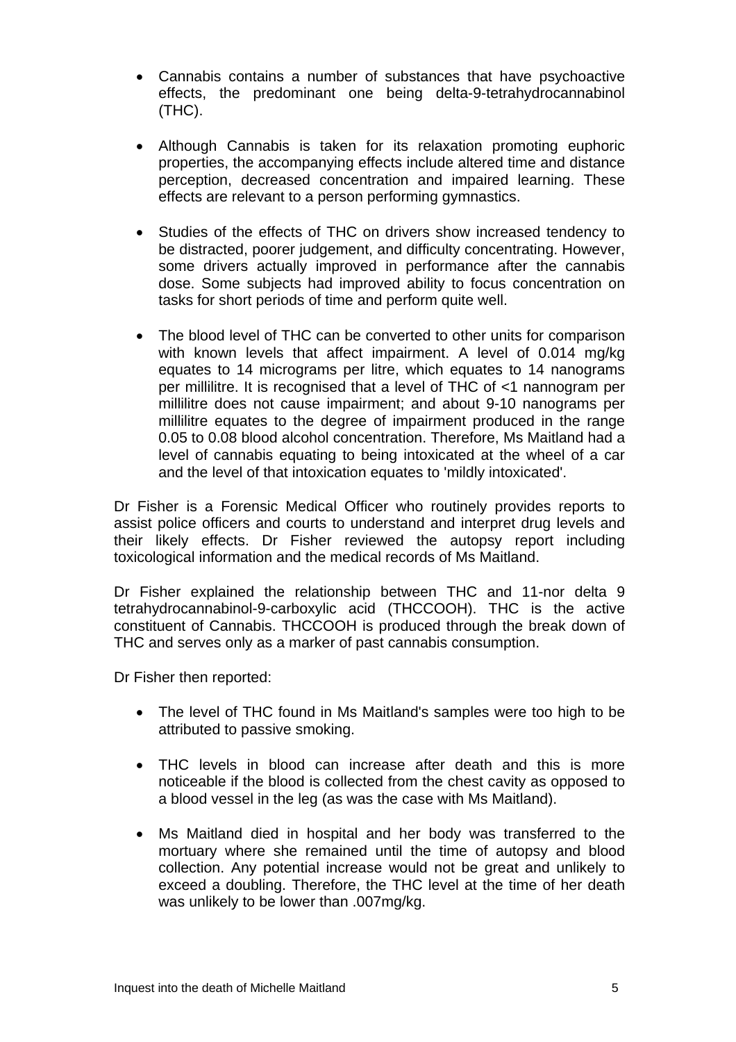- Cannabis contains a number of substances that have psychoactive effects, the predominant one being delta-9-tetrahydrocannabinol (THC).

- Although Cannabis is taken for its relaxation promoting euphoric properties, the accompanying effects include altered time and distance perception, decreased concentration and impaired learning. These effects are relevant to a person performing gymnastics.

- Studies of the effects of THC on drivers show increased tendency to be distracted, poorer judgement, and difficulty concentrating. However, some drivers actually improved in performance after the cannabis dose. Some subjects had improved ability to focus concentration on tasks for short periods of time and perform quite well.

- The blood level of THC can be converted to other units for comparison with known levels that affect impairment. A level of 0.014 mg/kg equates to 14 micrograms per litre, which equates to 14 nanograms per millilitre. It is recognised that a level of THC of <1 nanogram per millilitre does not cause impairment; and about 9-10 nanograms per millilitre equates to the degree of impairment produced in the range 0.05 to 0.08 blood alcohol concentration. Therefore, Ms Maitland had a level of cannabis equating to being intoxicated at the wheel of a car and the level of that intoxication equates to 'mildly intoxicated'.

Dr Fisher is a Forensic Medical Officer who routinely provides reports to assist police officers and courts to understand and interpret drug levels and their likely effects. Dr Fisher reviewed the autopsy report including toxicological information and the medical records of Ms Maitland.

Dr Fisher explained the relationship between THC and 11-nor delta 9 tetrahydrocannabinol-9-carboxylic acid (THCCOOH). THC is the active constituent of Cannabis. THCCOOH is produced through the break down of THC and serves only as a marker of past cannabis consumption.

Dr Fisher then reported:

- The level of THC found in Ms Maitland's samples were too high to be attributed to passive smoking.

- THC levels in blood can increase after death and this is more noticeable if the blood is collected from the chest cavity as opposed to a blood vessel in the leg (as was the case with Ms Maitland).

- Ms Maitland died in hospital and her body was transferred to the mortuary where she remained until the time of autopsy and blood collection. Any potential increase would not be great and unlikely to exceed a doubling. Therefore, the THC level at the time of her death was unlikely to be lower than .007mg/kg.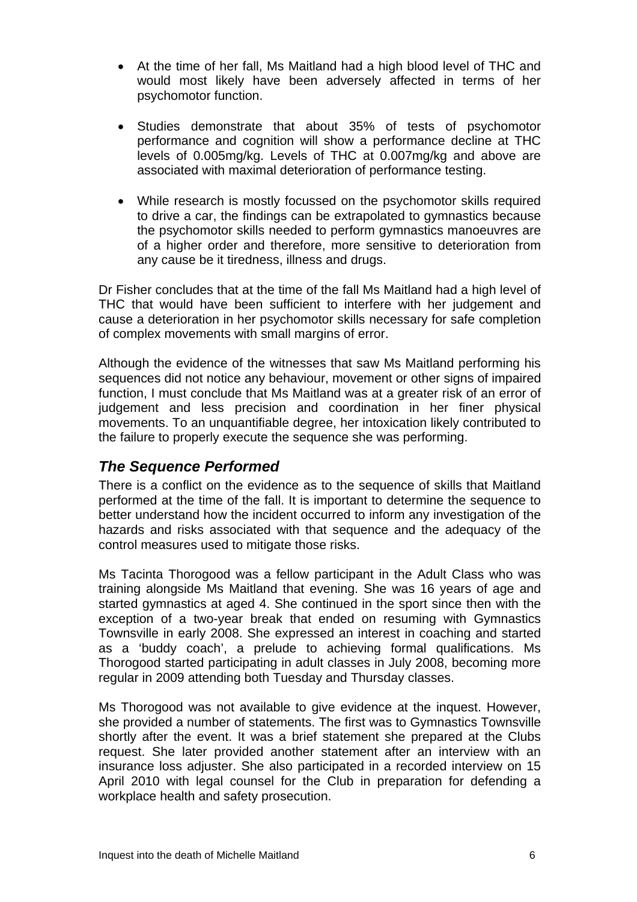- At the time of her fall, Ms Maitland had a high blood level of THC and would most likely have been adversely affected in terms of her psychomotor function.
- Studies demonstrate that about 35% of tests of psychomotor performance and cognition will show a performance decline at THC levels of 0.005mg/kg. Levels of THC at 0.007mg/kg and above are associated with maximal deterioration of performance testing.
- While research is mostly focussed on the psychomotor skills required to drive a car, the findings can be extrapolated to gymnastics because the psychomotor skills needed to perform gymnastics manoeuvres are of a higher order and therefore, more sensitive to deterioration from any cause be it tiredness, illness and drugs.

Dr Fisher concludes that at the time of the fall Ms Maitland had a high level of THC that would have been sufficient to interfere with her judgement and cause a deterioration in her psychomotor skills necessary for safe completion of complex movements with small margins of error.

Although the evidence of the witnesses that saw Ms Maitland performing his sequences did not notice any behaviour, movement or other signs of impaired function, I must conclude that Ms Maitland was at a greater risk of an error of judgement and less precision and coordination in her finer physical movements. To an unquantifiable degree, her intoxication likely contributed to the failure to properly execute the sequence she was performing.

## *The Sequence Performed*

There is a conflict on the evidence as to the sequence of skills that Maitland performed at the time of the fall. It is important to determine the sequence to better understand how the incident occurred to inform any investigation of the hazards and risks associated with that sequence and the adequacy of the control measures used to mitigate those risks.

Ms Tacinta Thorogood was a fellow participant in the Adult Class who was training alongside Ms Maitland that evening. She was 16 years of age and started gymnastics at aged 4. She continued in the sport since then with the exception of a two-year break that ended on resuming with Gymnastics Townsville in early 2008. She expressed an interest in coaching and started as a 'buddy coach', a prelude to achieving formal qualifications. Ms Thorogood started participating in adult classes in July 2008, becoming more regular in 2009 attending both Tuesday and Thursday classes.

Ms Thorogood was not available to give evidence at the inquest. However, she provided a number of statements. The first was to Gymnastics Townsville shortly after the event. It was a brief statement she prepared at the Clubs request. She later provided another statement after an interview with an insurance loss adjuster. She also participated in a recorded interview on 15 April 2010 with legal counsel for the Club in preparation for defending a workplace health and safety prosecution.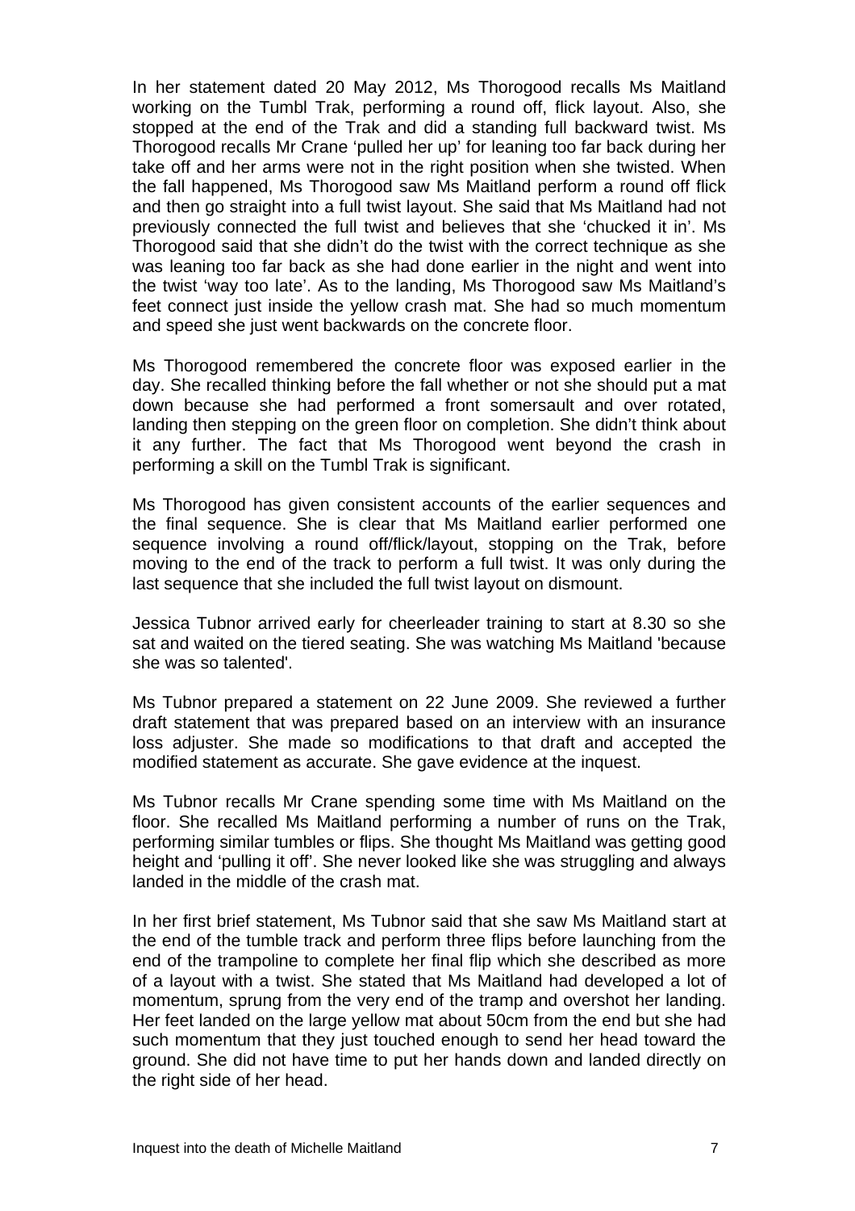In her statement dated 20 May 2012, Ms Thorogood recalls Ms Maitland working on the Tumbl Trak, performing a round off, flick layout. Also, she stopped at the end of the Trak and did a standing full backward twist. Ms Thorogood recalls Mr Crane 'pulled her up' for leaning too far back during her take off and her arms were not in the right position when she twisted. When the fall happened, Ms Thorogood saw Ms Maitland perform a round off flick and then go straight into a full twist layout. She said that Ms Maitland had not previously connected the full twist and believes that she 'chucked it in'. Ms Thorogood said that she didn't do the twist with the correct technique as she was leaning too far back as she had done earlier in the night and went into the twist 'way too late'. As to the landing, Ms Thorogood saw Ms Maitland's feet connect just inside the yellow crash mat. She had so much momentum and speed she just went backwards on the concrete floor.

Ms Thorogood remembered the concrete floor was exposed earlier in the day. She recalled thinking before the fall whether or not she should put a mat down because she had performed a front somersault and over rotated, landing then stepping on the green floor on completion. She didn't think about it any further. The fact that Ms Thorogood went beyond the crash in performing a skill on the Tumbl Trak is significant.

Ms Thorogood has given consistent accounts of the earlier sequences and the final sequence. She is clear that Ms Maitland earlier performed one sequence involving a round off/flick/layout, stopping on the Trak, before moving to the end of the track to perform a full twist. It was only during the last sequence that she included the full twist layout on dismount.

Jessica Tubnor arrived early for cheerleader training to start at 8.30 so she sat and waited on the tiered seating. She was watching Ms Maitland 'because she was so talented'.

Ms Tubnor prepared a statement on 22 June 2009. She reviewed a further draft statement that was prepared based on an interview with an insurance loss adjuster. She made so modifications to that draft and accepted the modified statement as accurate. She gave evidence at the inquest.

Ms Tubnor recalls Mr Crane spending some time with Ms Maitland on the floor. She recalled Ms Maitland performing a number of runs on the Trak, performing similar tumbles or flips. She thought Ms Maitland was getting good height and 'pulling it off'. She never looked like she was struggling and always landed in the middle of the crash mat.

In her first brief statement, Ms Tubnor said that she saw Ms Maitland start at the end of the tumble track and perform three flips before launching from the end of the trampoline to complete her final flip which she described as more of a layout with a twist. She stated that Ms Maitland had developed a lot of momentum, sprung from the very end of the tramp and overshot her landing. Her feet landed on the large yellow mat about 50cm from the end but she had such momentum that they just touched enough to send her head toward the ground. She did not have time to put her hands down and landed directly on the right side of her head.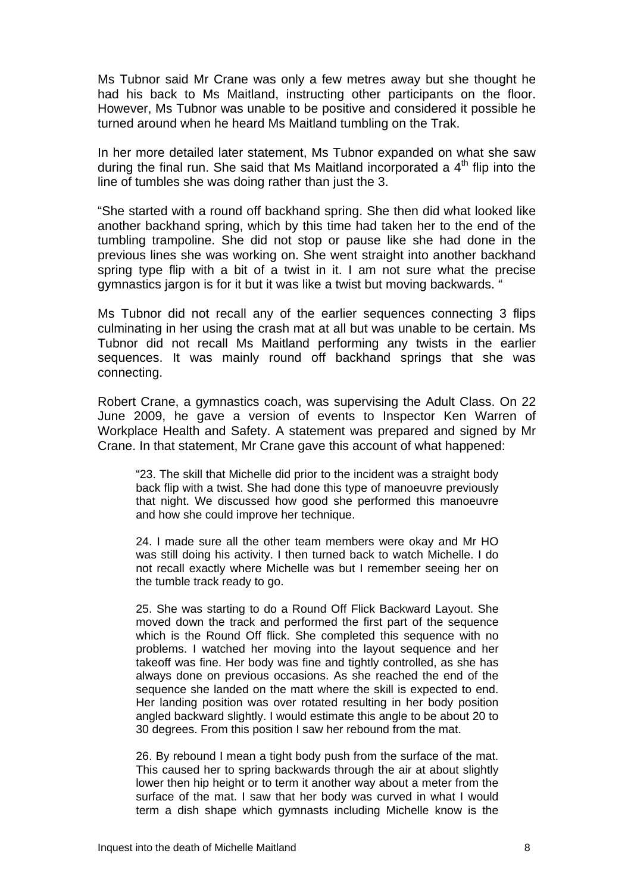Ms Tubnor said Mr Crane was only a few metres away but she thought he had his back to Ms Maitland, instructing other participants on the floor. However, Ms Tubnor was unable to be positive and considered it possible he turned around when he heard Ms Maitland tumbling on the Trak.

In her more detailed later statement, Ms Tubnor expanded on what she saw during the final run. She said that Ms Maitland incorporated a 4th flip into the line of tumbles she was doing rather than just the 3.

"She started with a round off backhand spring. She then did what looked like another backhand spring, which by this time had taken her to the end of the tumbling trampoline. She did not stop or pause like she had done in the previous lines she was working on. She went straight into another backhand spring type flip with a bit of a twist in it. I am not sure what the precise gymnastics jargon is for it but it was like a twist but moving backwards. "

Ms Tubnor did not recall any of the earlier sequences connecting 3 flips culminating in her using the crash mat at all but was unable to be certain. Ms Tubnor did not recall Ms Maitland performing any twists in the earlier sequences. It was mainly round off backhand springs that she was connecting.

Robert Crane, a gymnastics coach, was supervising the Adult Class. On 22 June 2009, he gave a version of events to Inspector Ken Warren of Workplace Health and Safety. A statement was prepared and signed by Mr Crane. In that statement, Mr Crane gave this account of what happened:

> "23. The skill that Michelle did prior to the incident was a straight body back flip with a twist. She had done this type of manoeuvre previously that night. We discussed how good she performed this manoeuvre and how she could improve her technique.
>
> 24. I made sure all the other team members were okay and Mr HO was still doing his activity. I then turned back to watch Michelle. I do not recall exactly where Michelle was but I remember seeing her on the tumble track ready to go.
>
> 25. She was starting to do a Round Off Flick Backward Layout. She moved down the track and performed the first part of the sequence which is the Round Off flick. She completed this sequence with no problems. I watched her moving into the layout sequence and her takeoff was fine. Her body was fine and tightly controlled, as she has always done on previous occasions. As she reached the end of the sequence she landed on the matt where the skill is expected to end. Her landing position was over rotated resulting in her body position angled backward slightly. I would estimate this angle to be about 20 to 30 degrees. From this position I saw her rebound from the mat.
>
> 26. By rebound I mean a tight body push from the surface of the mat. This caused her to spring backwards through the air at about slightly lower then hip height or to term it another way about a meter from the surface of the mat. I saw that her body was curved in what I would term a dish shape which gymnasts including Michelle know is the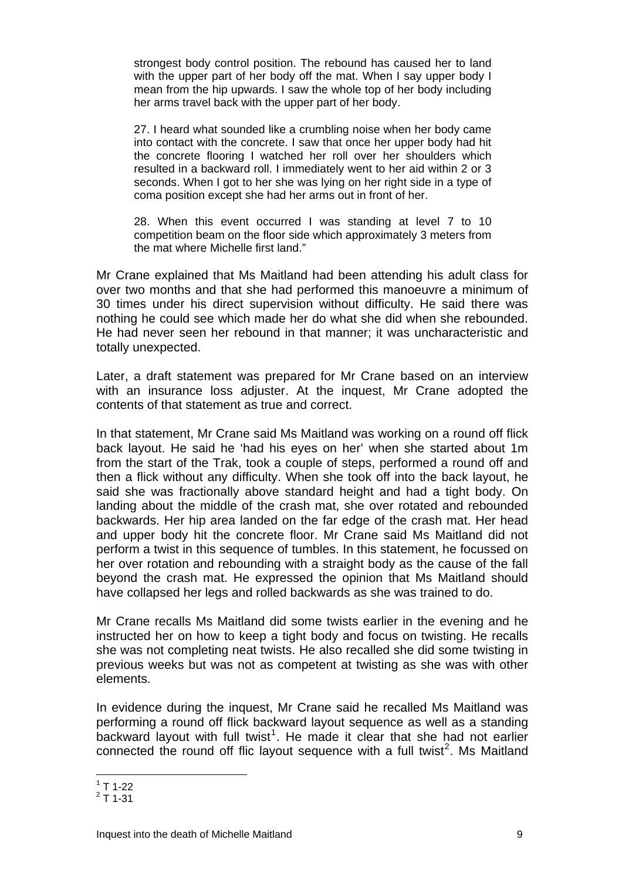> strongest body control position. The rebound has caused her to land with the upper part of her body off the mat. When I say upper body I mean from the hip upwards. I saw the whole top of her body including her arms travel back with the upper part of her body.
>
> 27. I heard what sounded like a crumbling noise when her body came into contact with the concrete. I saw that once her upper body had hit the concrete flooring I watched her roll over her shoulders which resulted in a backward roll. I immediately went to her aid within 2 or 3 seconds. When I got to her she was lying on her right side in a type of coma position except she had her arms out in front of her.
>
> 28. When this event occurred I was standing at level 7 to 10 competition beam on the floor side which approximately 3 meters from the mat where Michelle first land."

Mr Crane explained that Ms Maitland had been attending his adult class for over two months and that she had performed this manoeuvre a minimum of 30 times under his direct supervision without difficulty. He said there was nothing he could see which made her do what she did when she rebounded. He had never seen her rebound in that manner; it was uncharacteristic and totally unexpected.

Later, a draft statement was prepared for Mr Crane based on an interview with an insurance loss adjuster. At the inquest, Mr Crane adopted the contents of that statement as true and correct.

In that statement, Mr Crane said Ms Maitland was working on a round off flick back layout. He said he 'had his eyes on her' when she started about 1m from the start of the Trak, took a couple of steps, performed a round off and then a flick without any difficulty. When she took off into the back layout, he said she was fractionally above standard height and had a tight body. On landing about the middle of the crash mat, she over rotated and rebounded backwards. Her hip area landed on the far edge of the crash mat. Her head and upper body hit the concrete floor. Mr Crane said Ms Maitland did not perform a twist in this sequence of tumbles. In this statement, he focussed on her over rotation and rebounding with a straight body as the cause of the fall beyond the crash mat. He expressed the opinion that Ms Maitland should have collapsed her legs and rolled backwards as she was trained to do.

Mr Crane recalls Ms Maitland did some twists earlier in the evening and he instructed her on how to keep a tight body and focus on twisting. He recalls she was not completing neat twists. He also recalled she did some twisting in previous weeks but was not as competent at twisting as she was with other elements.

In evidence during the inquest, Mr Crane said he recalled Ms Maitland was performing a round off flick backward layout sequence as well as a standing backward layout with full twist[1]. He made it clear that she had not earlier connected the round off flic layout sequence with a full twist[2]. Ms Maitland

---

[1] T 1-22
[2] T 1-31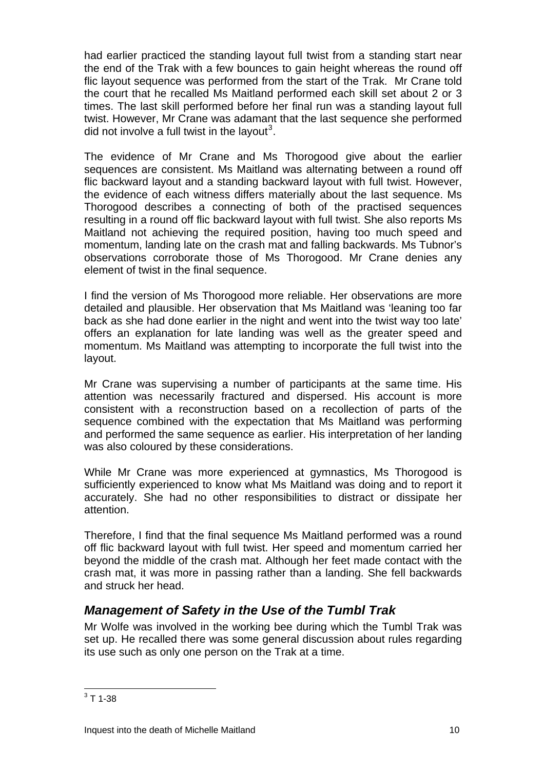had earlier practiced the standing layout full twist from a standing start near the end of the Trak with a few bounces to gain height whereas the round off flic layout sequence was performed from the start of the Trak. Mr Crane told the court that he recalled Ms Maitland performed each skill set about 2 or 3 times. The last skill performed before her final run was a standing layout full twist. However, Mr Crane was adamant that the last sequence she performed did not involve a full twist in the layout[3].

The evidence of Mr Crane and Ms Thorogood give about the earlier sequences are consistent. Ms Maitland was alternating between a round off flic backward layout and a standing backward layout with full twist. However, the evidence of each witness differs materially about the last sequence. Ms Thorogood describes a connecting of both of the practised sequences resulting in a round off flic backward layout with full twist. She also reports Ms Maitland not achieving the required position, having too much speed and momentum, landing late on the crash mat and falling backwards. Ms Tubnor's observations corroborate those of Ms Thorogood. Mr Crane denies any element of twist in the final sequence.

I find the version of Ms Thorogood more reliable. Her observations are more detailed and plausible. Her observation that Ms Maitland was 'leaning too far back as she had done earlier in the night and went into the twist way too late' offers an explanation for late landing was well as the greater speed and momentum. Ms Maitland was attempting to incorporate the full twist into the layout.

Mr Crane was supervising a number of participants at the same time. His attention was necessarily fractured and dispersed. His account is more consistent with a reconstruction based on a recollection of parts of the sequence combined with the expectation that Ms Maitland was performing and performed the same sequence as earlier. His interpretation of her landing was also coloured by these considerations.

While Mr Crane was more experienced at gymnastics, Ms Thorogood is sufficiently experienced to know what Ms Maitland was doing and to report it accurately. She had no other responsibilities to distract or dissipate her attention.

Therefore, I find that the final sequence Ms Maitland performed was a round off flic backward layout with full twist. Her speed and momentum carried her beyond the middle of the crash mat. Although her feet made contact with the crash mat, it was more in passing rather than a landing. She fell backwards and struck her head.

## *Management of Safety in the Use of the Tumbl Trak*

Mr Wolfe was involved in the working bee during which the Tumbl Trak was set up. He recalled there was some general discussion about rules regarding its use such as only one person on the Trak at a time.

[3] T 1-38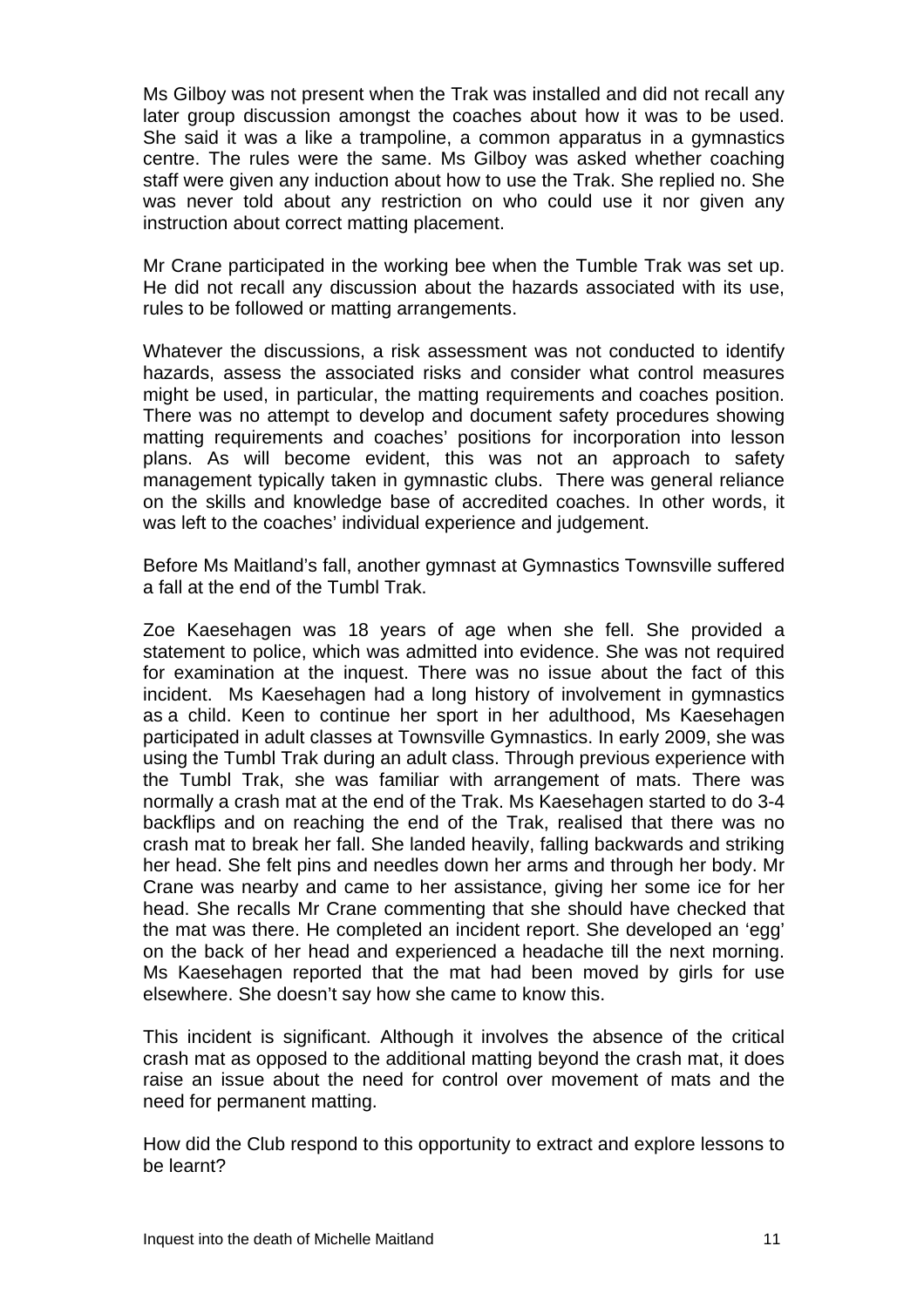Ms Gilboy was not present when the Trak was installed and did not recall any later group discussion amongst the coaches about how it was to be used. She said it was a like a trampoline, a common apparatus in a gymnastics centre. The rules were the same. Ms Gilboy was asked whether coaching staff were given any induction about how to use the Trak. She replied no. She was never told about any restriction on who could use it nor given any instruction about correct matting placement.

Mr Crane participated in the working bee when the Tumble Trak was set up. He did not recall any discussion about the hazards associated with its use, rules to be followed or matting arrangements.

Whatever the discussions, a risk assessment was not conducted to identify hazards, assess the associated risks and consider what control measures might be used, in particular, the matting requirements and coaches position. There was no attempt to develop and document safety procedures showing matting requirements and coaches' positions for incorporation into lesson plans. As will become evident, this was not an approach to safety management typically taken in gymnastic clubs. There was general reliance on the skills and knowledge base of accredited coaches. In other words, it was left to the coaches' individual experience and judgement.

Before Ms Maitland's fall, another gymnast at Gymnastics Townsville suffered a fall at the end of the Tumbl Trak.

Zoe Kaesehagen was 18 years of age when she fell. She provided a statement to police, which was admitted into evidence. She was not required for examination at the inquest. There was no issue about the fact of this incident. Ms Kaesehagen had a long history of involvement in gymnastics as a child. Keen to continue her sport in her adulthood, Ms Kaesehagen participated in adult classes at Townsville Gymnastics. In early 2009, she was using the Tumbl Trak during an adult class. Through previous experience with the Tumbl Trak, she was familiar with arrangement of mats. There was normally a crash mat at the end of the Trak. Ms Kaesehagen started to do 3-4 backflips and on reaching the end of the Trak, realised that there was no crash mat to break her fall. She landed heavily, falling backwards and striking her head. She felt pins and needles down her arms and through her body. Mr Crane was nearby and came to her assistance, giving her some ice for her head. She recalls Mr Crane commenting that she should have checked that the mat was there. He completed an incident report. She developed an 'egg' on the back of her head and experienced a headache till the next morning. Ms Kaesehagen reported that the mat had been moved by girls for use elsewhere. She doesn't say how she came to know this.

This incident is significant. Although it involves the absence of the critical crash mat as opposed to the additional matting beyond the crash mat, it does raise an issue about the need for control over movement of mats and the need for permanent matting.

How did the Club respond to this opportunity to extract and explore lessons to be learnt?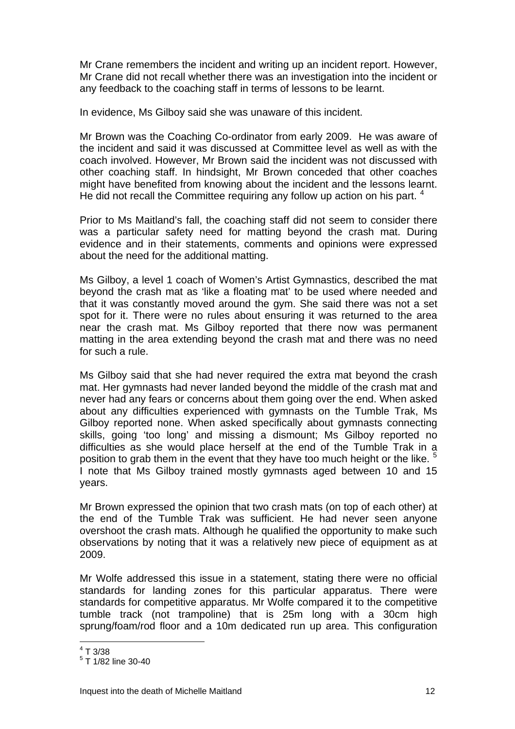Mr Crane remembers the incident and writing up an incident report. However, Mr Crane did not recall whether there was an investigation into the incident or any feedback to the coaching staff in terms of lessons to be learnt.

In evidence, Ms Gilboy said she was unaware of this incident.

Mr Brown was the Coaching Co-ordinator from early 2009. He was aware of the incident and said it was discussed at Committee level as well as with the coach involved. However, Mr Brown said the incident was not discussed with other coaching staff. In hindsight, Mr Brown conceded that other coaches might have benefited from knowing about the incident and the lessons learnt. He did not recall the Committee requiring any follow up action on his part. [4]

Prior to Ms Maitland's fall, the coaching staff did not seem to consider there was a particular safety need for matting beyond the crash mat. During evidence and in their statements, comments and opinions were expressed about the need for the additional matting.

Ms Gilboy, a level 1 coach of Women's Artist Gymnastics, described the mat beyond the crash mat as 'like a floating mat' to be used where needed and that it was constantly moved around the gym. She said there was not a set spot for it. There were no rules about ensuring it was returned to the area near the crash mat. Ms Gilboy reported that there now was permanent matting in the area extending beyond the crash mat and there was no need for such a rule.

Ms Gilboy said that she had never required the extra mat beyond the crash mat. Her gymnasts had never landed beyond the middle of the crash mat and never had any fears or concerns about them going over the end. When asked about any difficulties experienced with gymnasts on the Tumble Trak, Ms Gilboy reported none. When asked specifically about gymnasts connecting skills, going 'too long' and missing a dismount; Ms Gilboy reported no difficulties as she would place herself at the end of the Tumble Trak in a position to grab them in the event that they have too much height or the like. [5] I note that Ms Gilboy trained mostly gymnasts aged between 10 and 15 years.

Mr Brown expressed the opinion that two crash mats (on top of each other) at the end of the Tumble Trak was sufficient. He had never seen anyone overshoot the crash mats. Although he qualified the opportunity to make such observations by noting that it was a relatively new piece of equipment as at 2009.

Mr Wolfe addressed this issue in a statement, stating there were no official standards for landing zones for this particular apparatus. There were standards for competitive apparatus. Mr Wolfe compared it to the competitive tumble track (not trampoline) that is 25m long with a 30cm high sprung/foam/rod floor and a 10m dedicated run up area. This configuration

---

[4] T 3/38

[5] T 1/82 line 30-40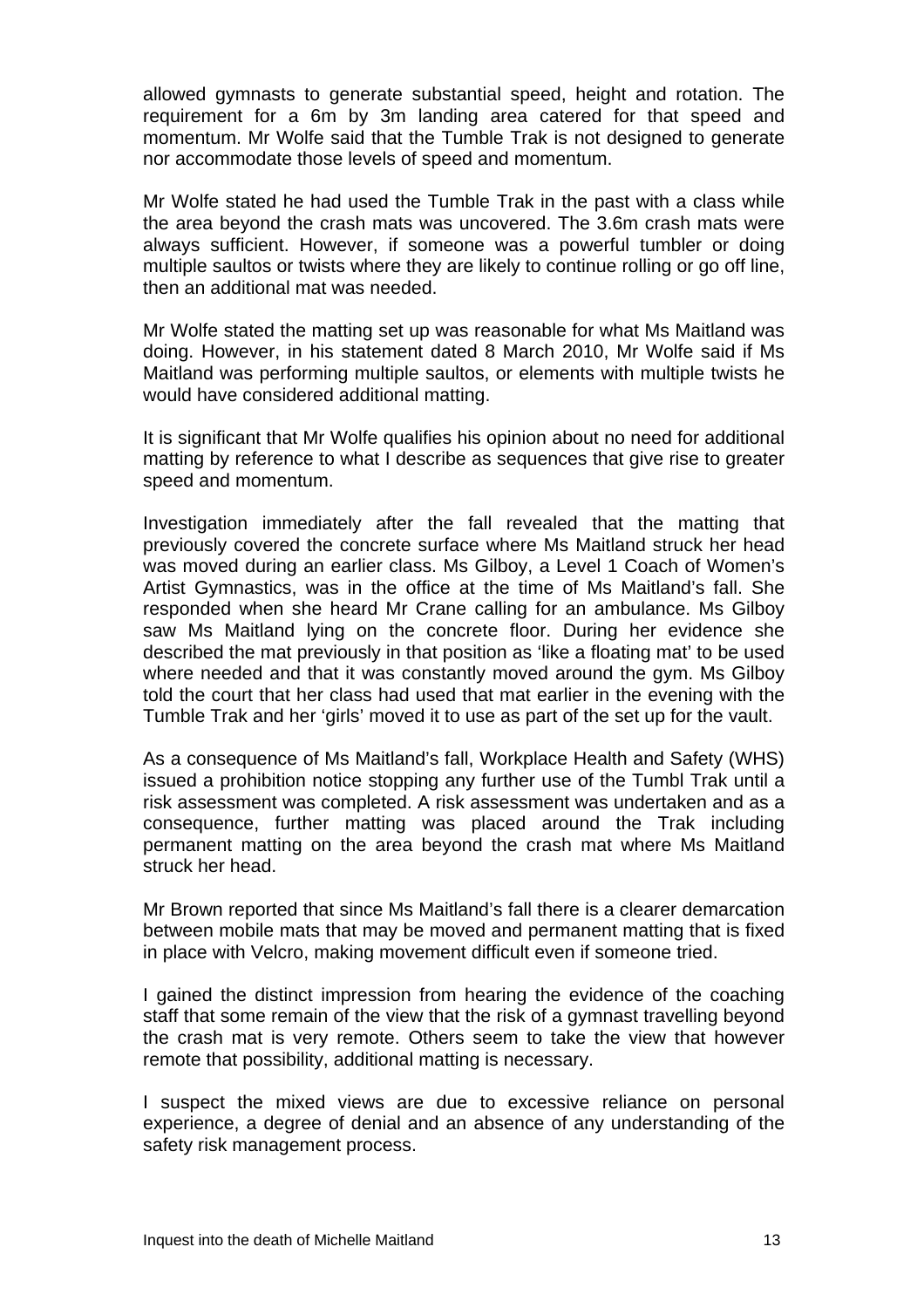allowed gymnasts to generate substantial speed, height and rotation. The requirement for a 6m by 3m landing area catered for that speed and momentum. Mr Wolfe said that the Tumble Trak is not designed to generate nor accommodate those levels of speed and momentum.

Mr Wolfe stated he had used the Tumble Trak in the past with a class while the area beyond the crash mats was uncovered. The 3.6m crash mats were always sufficient. However, if someone was a powerful tumbler or doing multiple saultos or twists where they are likely to continue rolling or go off line, then an additional mat was needed.

Mr Wolfe stated the matting set up was reasonable for what Ms Maitland was doing. However, in his statement dated 8 March 2010, Mr Wolfe said if Ms Maitland was performing multiple saultos, or elements with multiple twists he would have considered additional matting.

It is significant that Mr Wolfe qualifies his opinion about no need for additional matting by reference to what I describe as sequences that give rise to greater speed and momentum.

Investigation immediately after the fall revealed that the matting that previously covered the concrete surface where Ms Maitland struck her head was moved during an earlier class. Ms Gilboy, a Level 1 Coach of Women's Artist Gymnastics, was in the office at the time of Ms Maitland's fall. She responded when she heard Mr Crane calling for an ambulance. Ms Gilboy saw Ms Maitland lying on the concrete floor. During her evidence she described the mat previously in that position as 'like a floating mat' to be used where needed and that it was constantly moved around the gym. Ms Gilboy told the court that her class had used that mat earlier in the evening with the Tumble Trak and her 'girls' moved it to use as part of the set up for the vault.

As a consequence of Ms Maitland's fall, Workplace Health and Safety (WHS) issued a prohibition notice stopping any further use of the Tumbl Trak until a risk assessment was completed. A risk assessment was undertaken and as a consequence, further matting was placed around the Trak including permanent matting on the area beyond the crash mat where Ms Maitland struck her head.

Mr Brown reported that since Ms Maitland's fall there is a clearer demarcation between mobile mats that may be moved and permanent matting that is fixed in place with Velcro, making movement difficult even if someone tried.

I gained the distinct impression from hearing the evidence of the coaching staff that some remain of the view that the risk of a gymnast travelling beyond the crash mat is very remote. Others seem to take the view that however remote that possibility, additional matting is necessary.

I suspect the mixed views are due to excessive reliance on personal experience, a degree of denial and an absence of any understanding of the safety risk management process.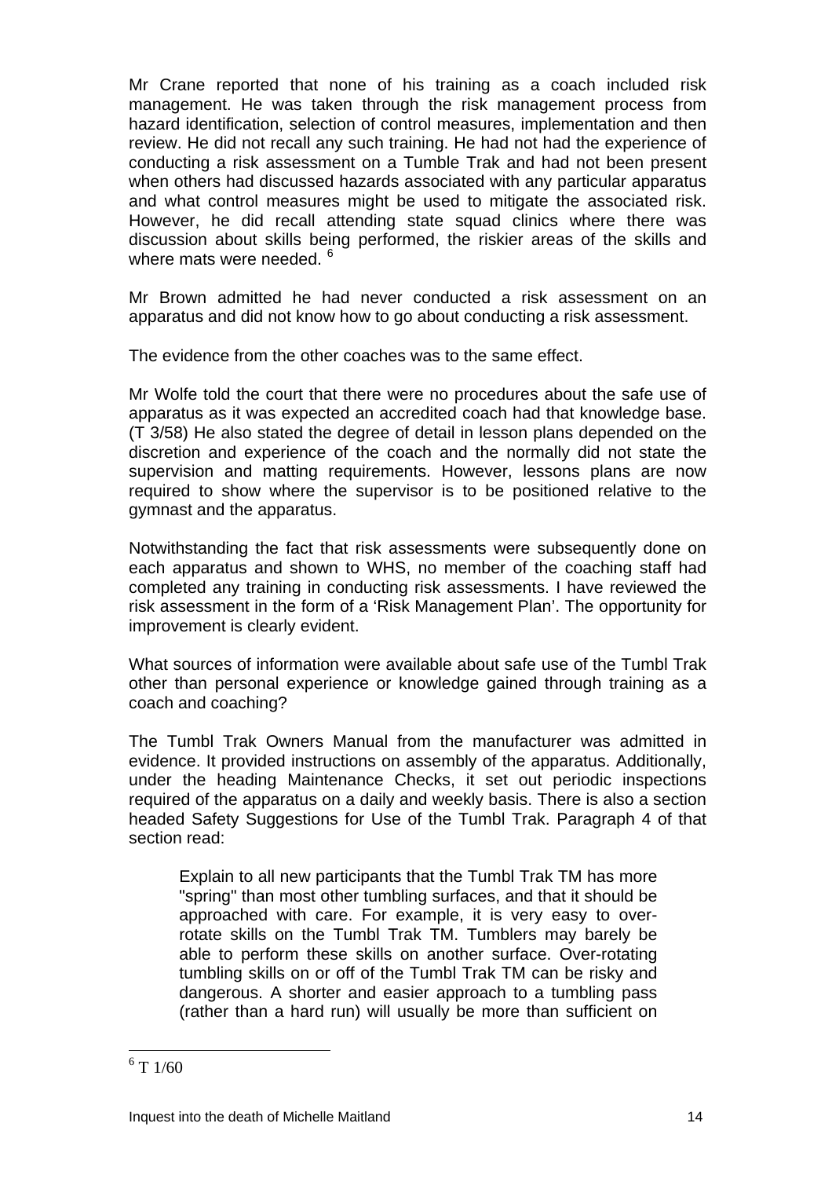Mr Crane reported that none of his training as a coach included risk management. He was taken through the risk management process from hazard identification, selection of control measures, implementation and then review. He did not recall any such training. He had not had the experience of conducting a risk assessment on a Tumble Trak and had not been present when others had discussed hazards associated with any particular apparatus and what control measures might be used to mitigate the associated risk. However, he did recall attending state squad clinics where there was discussion about skills being performed, the riskier areas of the skills and where mats were needed. [6]

Mr Brown admitted he had never conducted a risk assessment on an apparatus and did not know how to go about conducting a risk assessment.

The evidence from the other coaches was to the same effect.

Mr Wolfe told the court that there were no procedures about the safe use of apparatus as it was expected an accredited coach had that knowledge base. (T 3/58) He also stated the degree of detail in lesson plans depended on the discretion and experience of the coach and the normally did not state the supervision and matting requirements. However, lessons plans are now required to show where the supervisor is to be positioned relative to the gymnast and the apparatus.

Notwithstanding the fact that risk assessments were subsequently done on each apparatus and shown to WHS, no member of the coaching staff had completed any training in conducting risk assessments. I have reviewed the risk assessment in the form of a 'Risk Management Plan'. The opportunity for improvement is clearly evident.

What sources of information were available about safe use of the Tumbl Trak other than personal experience or knowledge gained through training as a coach and coaching?

The Tumbl Trak Owners Manual from the manufacturer was admitted in evidence. It provided instructions on assembly of the apparatus. Additionally, under the heading Maintenance Checks, it set out periodic inspections required of the apparatus on a daily and weekly basis. There is also a section headed Safety Suggestions for Use of the Tumbl Trak. Paragraph 4 of that section read:

> Explain to all new participants that the Tumbl Trak TM has more "spring" than most other tumbling surfaces, and that it should be approached with care. For example, it is very easy to over-rotate skills on the Tumbl Trak TM. Tumblers may barely be able to perform these skills on another surface. Over-rotating tumbling skills on or off of the Tumbl Trak TM can be risky and dangerous. A shorter and easier approach to a tumbling pass (rather than a hard run) will usually be more than sufficient on

---

[6] T 1/60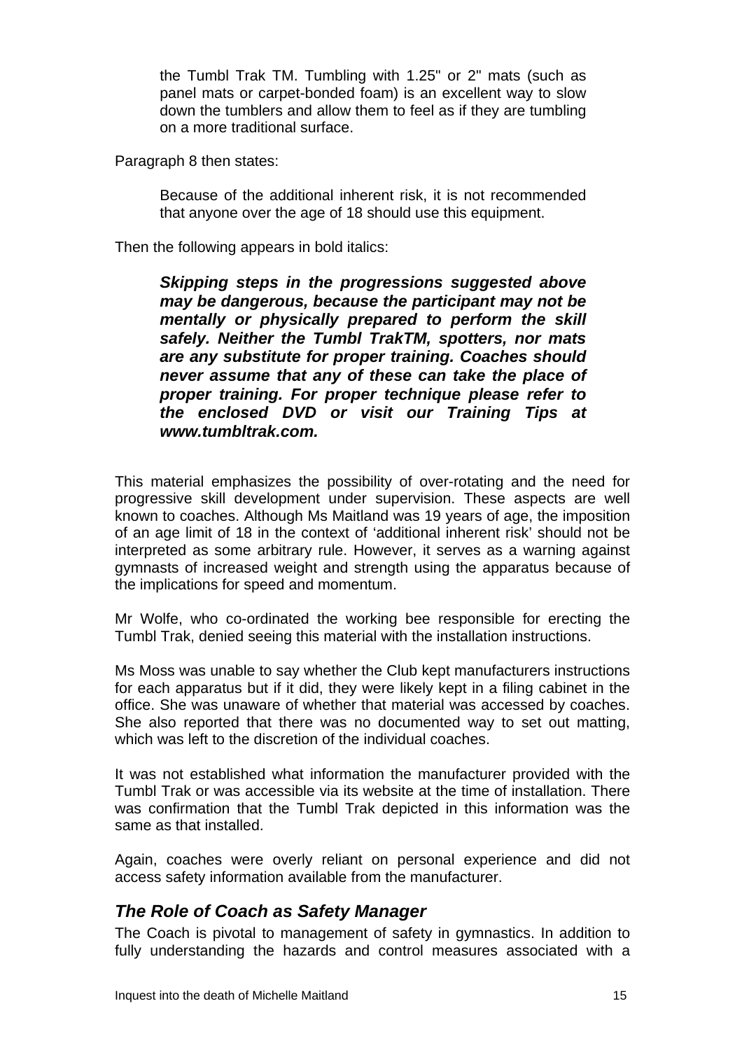> the Tumbl Trak TM. Tumbling with 1.25" or 2" mats (such as panel mats or carpet-bonded foam) is an excellent way to slow down the tumblers and allow them to feel as if they are tumbling on a more traditional surface.

Paragraph 8 then states:

> Because of the additional inherent risk, it is not recommended that anyone over the age of 18 should use this equipment.

Then the following appears in bold italics:

> ***Skipping steps in the progressions suggested above may be dangerous, because the participant may not be mentally or physically prepared to perform the skill safely. Neither the Tumbl TrakTM, spotters, nor mats are any substitute for proper training. Coaches should never assume that any of these can take the place of proper training. For proper technique please refer to the enclosed DVD or visit our Training Tips at www.tumbltrak.com.***

This material emphasizes the possibility of over-rotating and the need for progressive skill development under supervision. These aspects are well known to coaches. Although Ms Maitland was 19 years of age, the imposition of an age limit of 18 in the context of 'additional inherent risk' should not be interpreted as some arbitrary rule. However, it serves as a warning against gymnasts of increased weight and strength using the apparatus because of the implications for speed and momentum.

Mr Wolfe, who co-ordinated the working bee responsible for erecting the Tumbl Trak, denied seeing this material with the installation instructions.

Ms Moss was unable to say whether the Club kept manufacturers instructions for each apparatus but if it did, they were likely kept in a filing cabinet in the office. She was unaware of whether that material was accessed by coaches. She also reported that there was no documented way to set out matting, which was left to the discretion of the individual coaches.

It was not established what information the manufacturer provided with the Tumbl Trak or was accessible via its website at the time of installation. There was confirmation that the Tumbl Trak depicted in this information was the same as that installed.

Again, coaches were overly reliant on personal experience and did not access safety information available from the manufacturer.

## *The Role of Coach as Safety Manager*

The Coach is pivotal to management of safety in gymnastics. In addition to fully understanding the hazards and control measures associated with a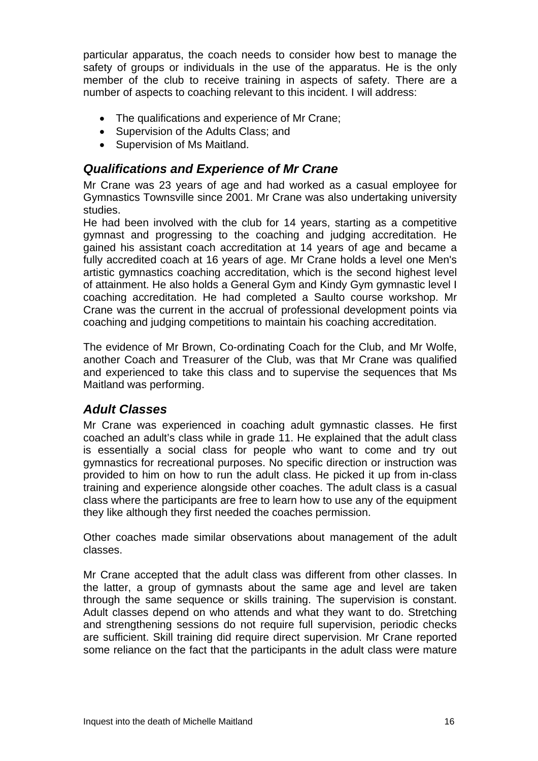particular apparatus, the coach needs to consider how best to manage the safety of groups or individuals in the use of the apparatus. He is the only member of the club to receive training in aspects of safety. There are a number of aspects to coaching relevant to this incident. I will address:

- The qualifications and experience of Mr Crane;
- Supervision of the Adults Class; and
- Supervision of Ms Maitland.

## *Qualifications and Experience of Mr Crane*

Mr Crane was 23 years of age and had worked as a casual employee for Gymnastics Townsville since 2001. Mr Crane was also undertaking university studies.

He had been involved with the club for 14 years, starting as a competitive gymnast and progressing to the coaching and judging accreditation. He gained his assistant coach accreditation at 14 years of age and became a fully accredited coach at 16 years of age. Mr Crane holds a level one Men's artistic gymnastics coaching accreditation, which is the second highest level of attainment. He also holds a General Gym and Kindy Gym gymnastic level I coaching accreditation. He had completed a Saulto course workshop. Mr Crane was the current in the accrual of professional development points via coaching and judging competitions to maintain his coaching accreditation.

The evidence of Mr Brown, Co-ordinating Coach for the Club, and Mr Wolfe, another Coach and Treasurer of the Club, was that Mr Crane was qualified and experienced to take this class and to supervise the sequences that Ms Maitland was performing.

## *Adult Classes*

Mr Crane was experienced in coaching adult gymnastic classes. He first coached an adult's class while in grade 11. He explained that the adult class is essentially a social class for people who want to come and try out gymnastics for recreational purposes. No specific direction or instruction was provided to him on how to run the adult class. He picked it up from in-class training and experience alongside other coaches. The adult class is a casual class where the participants are free to learn how to use any of the equipment they like although they first needed the coaches permission.

Other coaches made similar observations about management of the adult classes.

Mr Crane accepted that the adult class was different from other classes. In the latter, a group of gymnasts about the same age and level are taken through the same sequence or skills training. The supervision is constant. Adult classes depend on who attends and what they want to do. Stretching and strengthening sessions do not require full supervision, periodic checks are sufficient. Skill training did require direct supervision. Mr Crane reported some reliance on the fact that the participants in the adult class were mature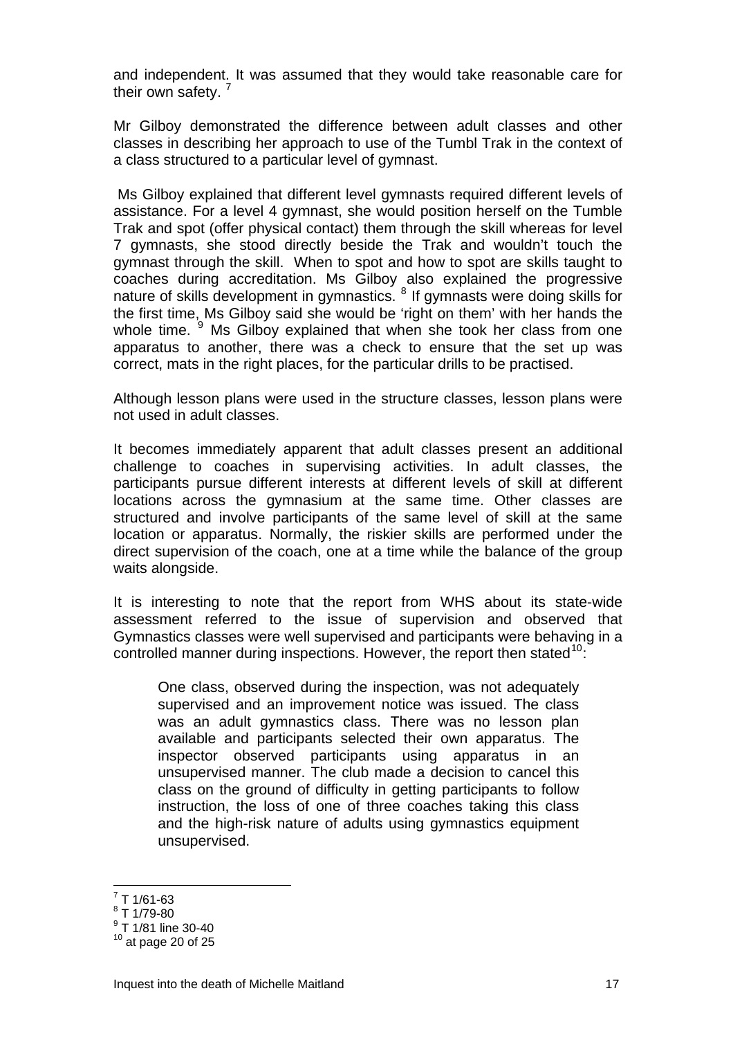and independent. It was assumed that they would take reasonable care for their own safety. [7]

Mr Gilboy demonstrated the difference between adult classes and other classes in describing her approach to use of the Tumbl Trak in the context of a class structured to a particular level of gymnast.

Ms Gilboy explained that different level gymnasts required different levels of assistance. For a level 4 gymnast, she would position herself on the Tumble Trak and spot (offer physical contact) them through the skill whereas for level 7 gymnasts, she stood directly beside the Trak and wouldn't touch the gymnast through the skill. When to spot and how to spot are skills taught to coaches during accreditation. Ms Gilboy also explained the progressive nature of skills development in gymnastics. [8] If gymnasts were doing skills for the first time, Ms Gilboy said she would be 'right on them' with her hands the whole time. [9] Ms Gilboy explained that when she took her class from one apparatus to another, there was a check to ensure that the set up was correct, mats in the right places, for the particular drills to be practised.

Although lesson plans were used in the structure classes, lesson plans were not used in adult classes.

It becomes immediately apparent that adult classes present an additional challenge to coaches in supervising activities. In adult classes, the participants pursue different interests at different levels of skill at different locations across the gymnasium at the same time. Other classes are structured and involve participants of the same level of skill at the same location or apparatus. Normally, the riskier skills are performed under the direct supervision of the coach, one at a time while the balance of the group waits alongside.

It is interesting to note that the report from WHS about its state-wide assessment referred to the issue of supervision and observed that Gymnastics classes were well supervised and participants were behaving in a controlled manner during inspections. However, the report then stated[10]:

> One class, observed during the inspection, was not adequately supervised and an improvement notice was issued. The class was an adult gymnastics class. There was no lesson plan available and participants selected their own apparatus. The inspector observed participants using apparatus in an unsupervised manner. The club made a decision to cancel this class on the ground of difficulty in getting participants to follow instruction, the loss of one of three coaches taking this class and the high-risk nature of adults using gymnastics equipment unsupervised.

---

[7] T 1/61-63
[8] T 1/79-80
[9] T 1/81 line 30-40
[10] at page 20 of 25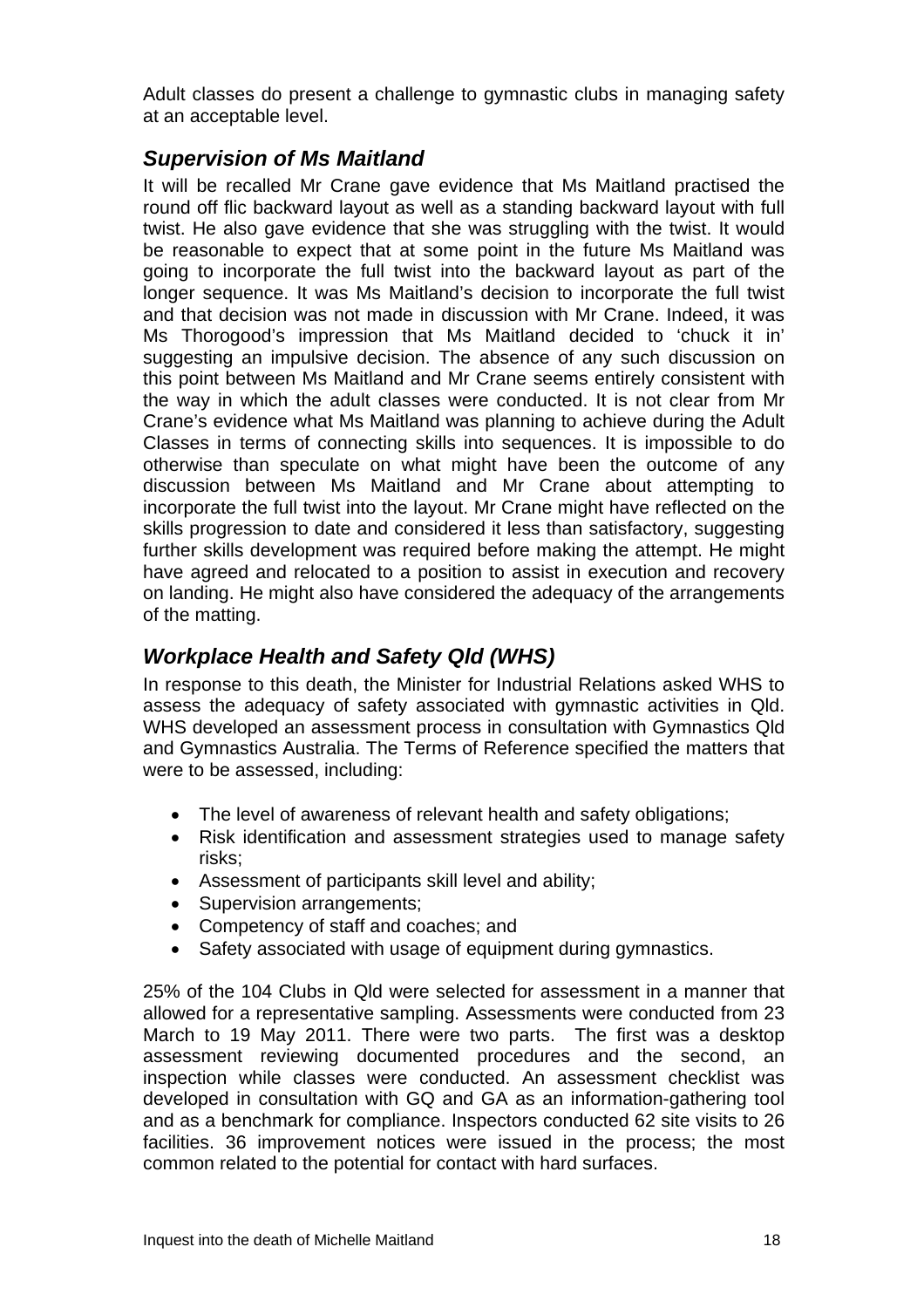Adult classes do present a challenge to gymnastic clubs in managing safety at an acceptable level.

## *Supervision of Ms Maitland*

It will be recalled Mr Crane gave evidence that Ms Maitland practised the round off flic backward layout as well as a standing backward layout with full twist. He also gave evidence that she was struggling with the twist. It would be reasonable to expect that at some point in the future Ms Maitland was going to incorporate the full twist into the backward layout as part of the longer sequence. It was Ms Maitland's decision to incorporate the full twist and that decision was not made in discussion with Mr Crane. Indeed, it was Ms Thorogood's impression that Ms Maitland decided to 'chuck it in' suggesting an impulsive decision. The absence of any such discussion on this point between Ms Maitland and Mr Crane seems entirely consistent with the way in which the adult classes were conducted. It is not clear from Mr Crane's evidence what Ms Maitland was planning to achieve during the Adult Classes in terms of connecting skills into sequences. It is impossible to do otherwise than speculate on what might have been the outcome of any discussion between Ms Maitland and Mr Crane about attempting to incorporate the full twist into the layout. Mr Crane might have reflected on the skills progression to date and considered it less than satisfactory, suggesting further skills development was required before making the attempt. He might have agreed and relocated to a position to assist in execution and recovery on landing. He might also have considered the adequacy of the arrangements of the matting.

## *Workplace Health and Safety Qld (WHS)*

In response to this death, the Minister for Industrial Relations asked WHS to assess the adequacy of safety associated with gymnastic activities in Qld. WHS developed an assessment process in consultation with Gymnastics Qld and Gymnastics Australia. The Terms of Reference specified the matters that were to be assessed, including:

- The level of awareness of relevant health and safety obligations;
- Risk identification and assessment strategies used to manage safety risks;
- Assessment of participants skill level and ability;
- Supervision arrangements;
- Competency of staff and coaches; and
- Safety associated with usage of equipment during gymnastics.

25% of the 104 Clubs in Qld were selected for assessment in a manner that allowed for a representative sampling. Assessments were conducted from 23 March to 19 May 2011. There were two parts. The first was a desktop assessment reviewing documented procedures and the second, an inspection while classes were conducted. An assessment checklist was developed in consultation with GQ and GA as an information-gathering tool and as a benchmark for compliance. Inspectors conducted 62 site visits to 26 facilities. 36 improvement notices were issued in the process; the most common related to the potential for contact with hard surfaces.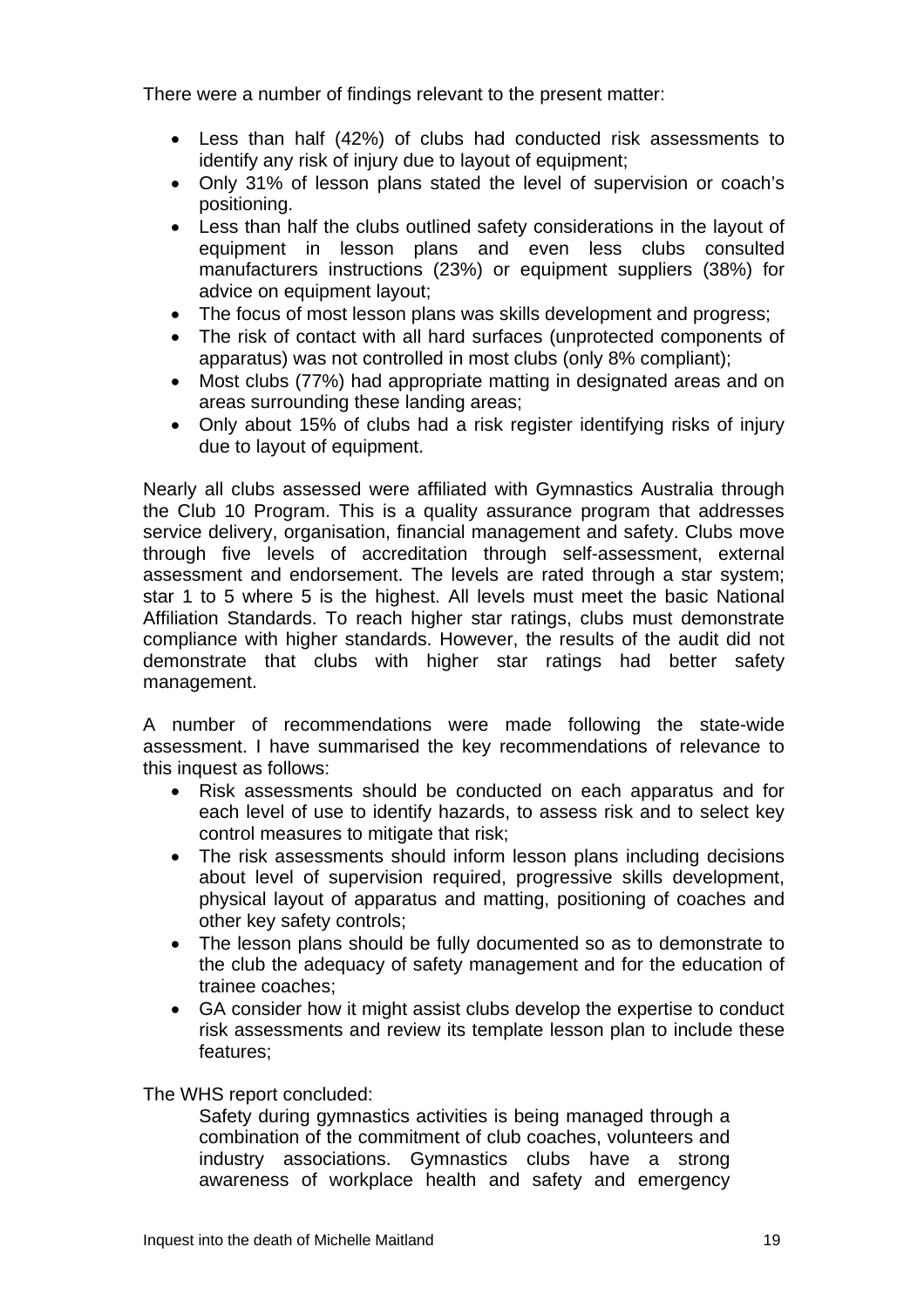There were a number of findings relevant to the present matter:

- Less than half (42%) of clubs had conducted risk assessments to identify any risk of injury due to layout of equipment;
- Only 31% of lesson plans stated the level of supervision or coach's positioning.
- Less than half the clubs outlined safety considerations in the layout of equipment in lesson plans and even less clubs consulted manufacturers instructions (23%) or equipment suppliers (38%) for advice on equipment layout;
- The focus of most lesson plans was skills development and progress;
- The risk of contact with all hard surfaces (unprotected components of apparatus) was not controlled in most clubs (only 8% compliant);
- Most clubs (77%) had appropriate matting in designated areas and on areas surrounding these landing areas;
- Only about 15% of clubs had a risk register identifying risks of injury due to layout of equipment.

Nearly all clubs assessed were affiliated with Gymnastics Australia through the Club 10 Program. This is a quality assurance program that addresses service delivery, organisation, financial management and safety. Clubs move through five levels of accreditation through self-assessment, external assessment and endorsement. The levels are rated through a star system; star 1 to 5 where 5 is the highest. All levels must meet the basic National Affiliation Standards. To reach higher star ratings, clubs must demonstrate compliance with higher standards. However, the results of the audit did not demonstrate that clubs with higher star ratings had better safety management.

A number of recommendations were made following the state-wide assessment. I have summarised the key recommendations of relevance to this inquest as follows:

- Risk assessments should be conducted on each apparatus and for each level of use to identify hazards, to assess risk and to select key control measures to mitigate that risk;
- The risk assessments should inform lesson plans including decisions about level of supervision required, progressive skills development, physical layout of apparatus and matting, positioning of coaches and other key safety controls;
- The lesson plans should be fully documented so as to demonstrate to the club the adequacy of safety management and for the education of trainee coaches;
- GA consider how it might assist clubs develop the expertise to conduct risk assessments and review its template lesson plan to include these features;

The WHS report concluded:

> Safety during gymnastics activities is being managed through a combination of the commitment of club coaches, volunteers and industry associations. Gymnastics clubs have a strong awareness of workplace health and safety and emergency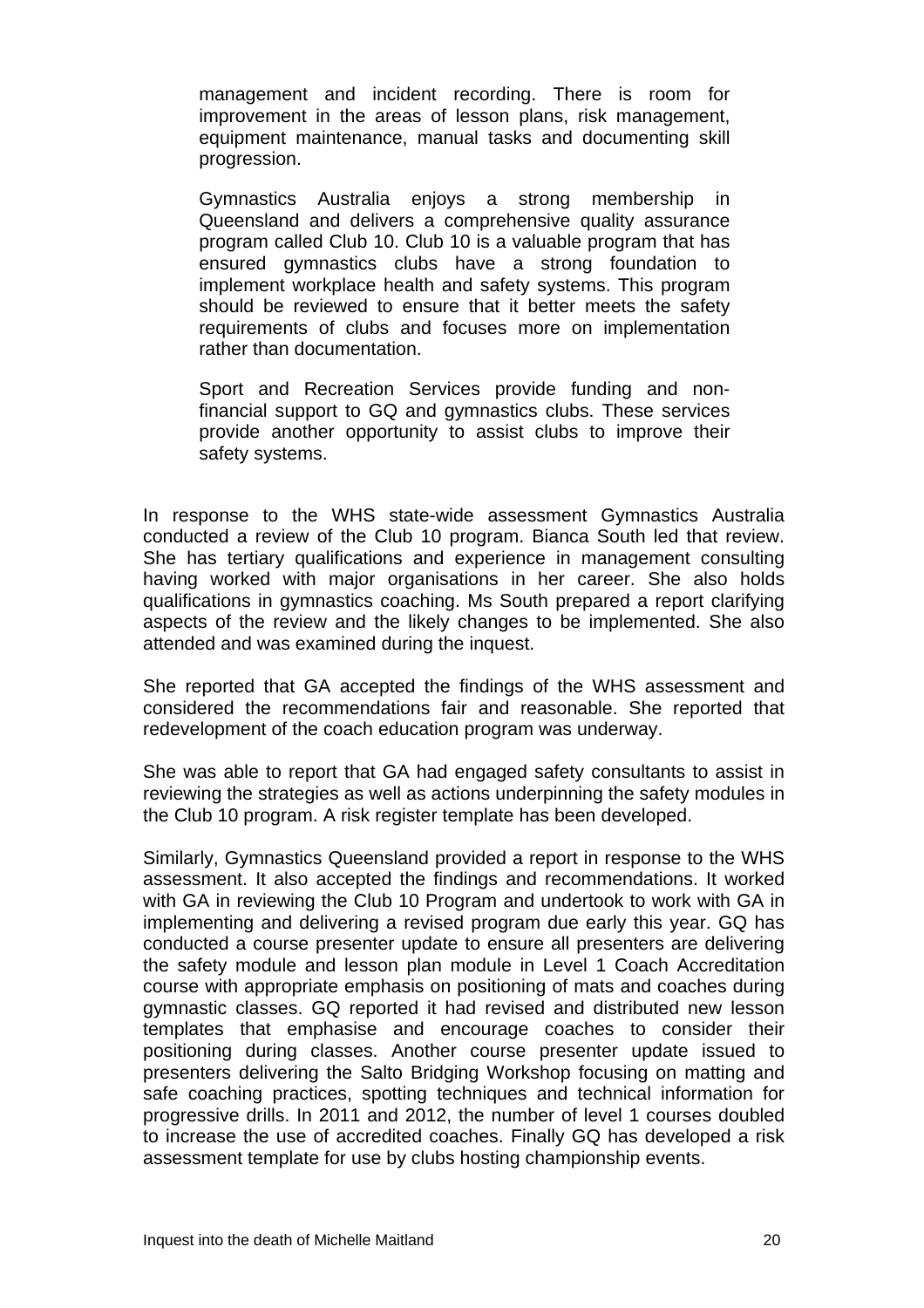> management and incident recording. There is room for improvement in the areas of lesson plans, risk management, equipment maintenance, manual tasks and documenting skill progression.
>
> Gymnastics Australia enjoys a strong membership in Queensland and delivers a comprehensive quality assurance program called Club 10. Club 10 is a valuable program that has ensured gymnastics clubs have a strong foundation to implement workplace health and safety systems. This program should be reviewed to ensure that it better meets the safety requirements of clubs and focuses more on implementation rather than documentation.
>
> Sport and Recreation Services provide funding and non-financial support to GQ and gymnastics clubs. These services provide another opportunity to assist clubs to improve their safety systems.

In response to the WHS state-wide assessment Gymnastics Australia conducted a review of the Club 10 program. Bianca South led that review. She has tertiary qualifications and experience in management consulting having worked with major organisations in her career. She also holds qualifications in gymnastics coaching. Ms South prepared a report clarifying aspects of the review and the likely changes to be implemented. She also attended and was examined during the inquest.

She reported that GA accepted the findings of the WHS assessment and considered the recommendations fair and reasonable. She reported that redevelopment of the coach education program was underway.

She was able to report that GA had engaged safety consultants to assist in reviewing the strategies as well as actions underpinning the safety modules in the Club 10 program. A risk register template has been developed.

Similarly, Gymnastics Queensland provided a report in response to the WHS assessment. It also accepted the findings and recommendations. It worked with GA in reviewing the Club 10 Program and undertook to work with GA in implementing and delivering a revised program due early this year. GQ has conducted a course presenter update to ensure all presenters are delivering the safety module and lesson plan module in Level 1 Coach Accreditation course with appropriate emphasis on positioning of mats and coaches during gymnastic classes. GQ reported it had revised and distributed new lesson templates that emphasise and encourage coaches to consider their positioning during classes. Another course presenter update issued to presenters delivering the Salto Bridging Workshop focusing on matting and safe coaching practices, spotting techniques and technical information for progressive drills. In 2011 and 2012, the number of level 1 courses doubled to increase the use of accredited coaches. Finally GQ has developed a risk assessment template for use by clubs hosting championship events.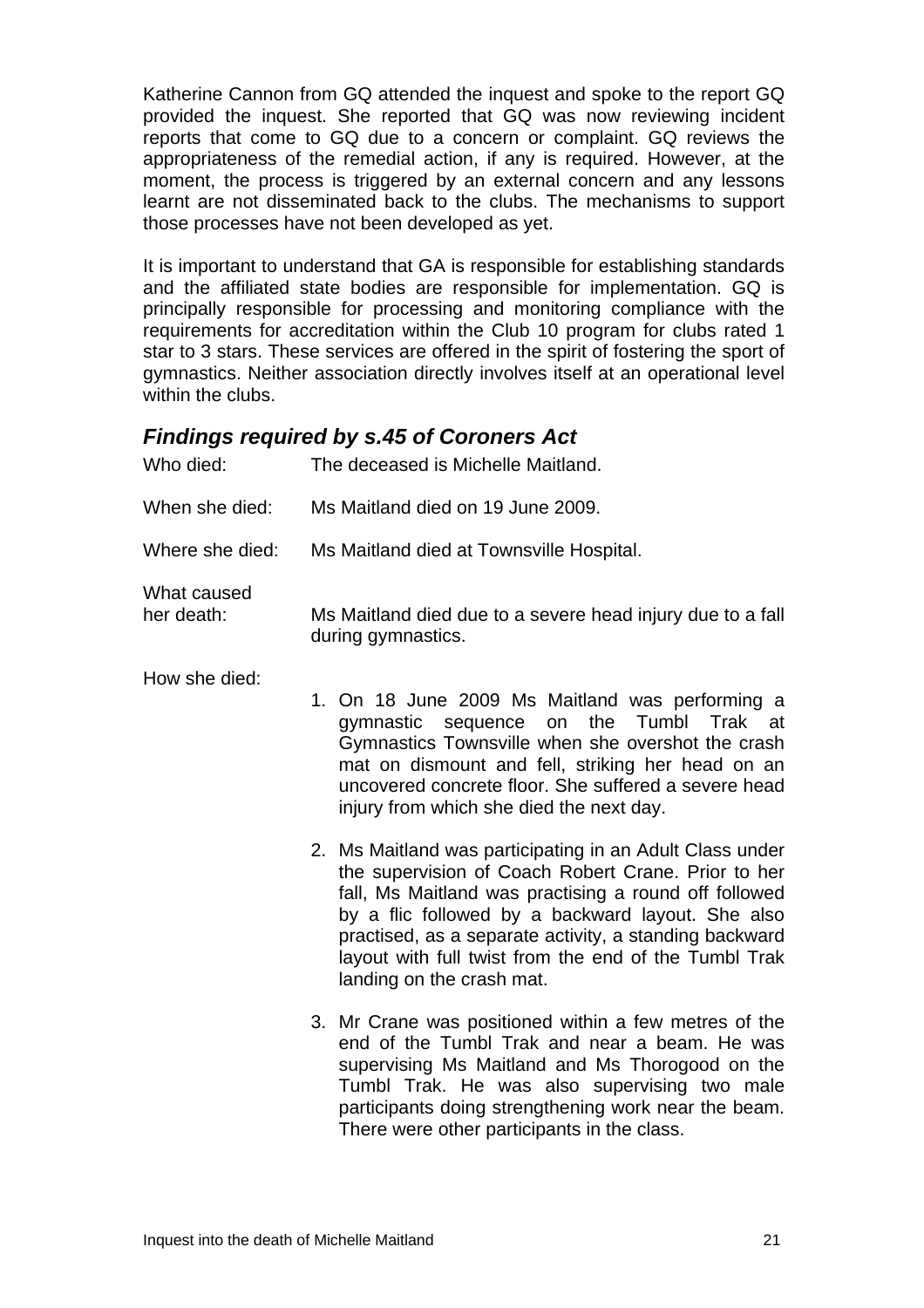Katherine Cannon from GQ attended the inquest and spoke to the report GQ provided the inquest. She reported that GQ was now reviewing incident reports that come to GQ due to a concern or complaint. GQ reviews the appropriateness of the remedial action, if any is required. However, at the moment, the process is triggered by an external concern and any lessons learnt are not disseminated back to the clubs. The mechanisms to support those processes have not been developed as yet.

It is important to understand that GA is responsible for establishing standards and the affiliated state bodies are responsible for implementation. GQ is principally responsible for processing and monitoring compliance with the requirements for accreditation within the Club 10 program for clubs rated 1 star to 3 stars. These services are offered in the spirit of fostering the sport of gymnastics. Neither association directly involves itself at an operational level within the clubs.

## *Findings required by s.45 of Coroners Act*

Who died: The deceased is Michelle Maitland.

When she died: Ms Maitland died on 19 June 2009.

Where she died: Ms Maitland died at Townsville Hospital.

What caused her death: Ms Maitland died due to a severe head injury due to a fall during gymnastics.

How she died:

1. On 18 June 2009 Ms Maitland was performing a gymnastic sequence on the Tumbl Trak at Gymnastics Townsville when she overshot the crash mat on dismount and fell, striking her head on an uncovered concrete floor. She suffered a severe head injury from which she died the next day.

2. Ms Maitland was participating in an Adult Class under the supervision of Coach Robert Crane. Prior to her fall, Ms Maitland was practising a round off followed by a flic followed by a backward layout. She also practised, as a separate activity, a standing backward layout with full twist from the end of the Tumbl Trak landing on the crash mat.

3. Mr Crane was positioned within a few metres of the end of the Tumbl Trak and near a beam. He was supervising Ms Maitland and Ms Thorogood on the Tumbl Trak. He was also supervising two male participants doing strengthening work near the beam. There were other participants in the class.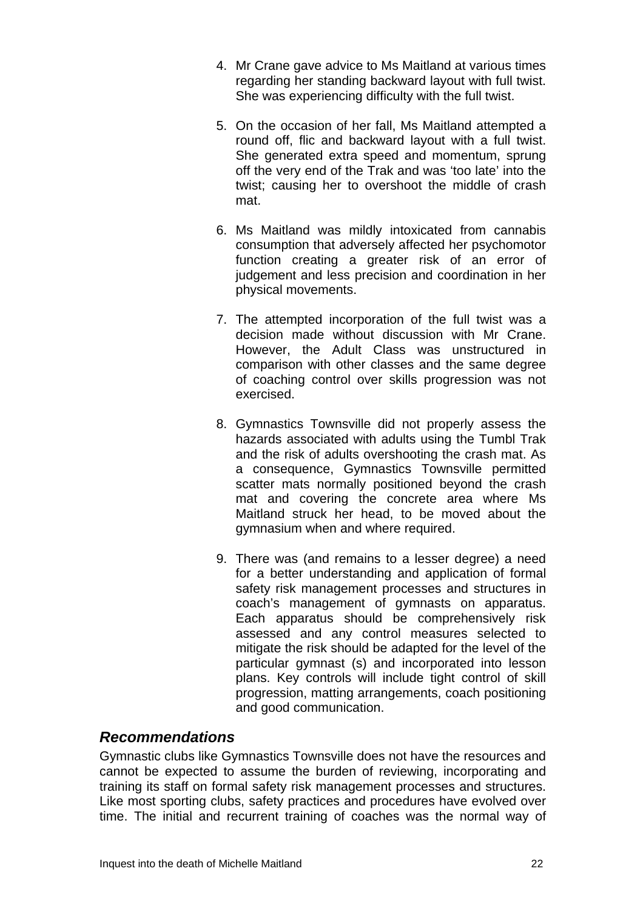4. Mr Crane gave advice to Ms Maitland at various times regarding her standing backward layout with full twist. She was experiencing difficulty with the full twist.

5. On the occasion of her fall, Ms Maitland attempted a round off, flic and backward layout with a full twist. She generated extra speed and momentum, sprung off the very end of the Trak and was 'too late' into the twist; causing her to overshoot the middle of crash mat.

6. Ms Maitland was mildly intoxicated from cannabis consumption that adversely affected her psychomotor function creating a greater risk of an error of judgement and less precision and coordination in her physical movements.

7. The attempted incorporation of the full twist was a decision made without discussion with Mr Crane. However, the Adult Class was unstructured in comparison with other classes and the same degree of coaching control over skills progression was not exercised.

8. Gymnastics Townsville did not properly assess the hazards associated with adults using the Tumbl Trak and the risk of adults overshooting the crash mat. As a consequence, Gymnastics Townsville permitted scatter mats normally positioned beyond the crash mat and covering the concrete area where Ms Maitland struck her head, to be moved about the gymnasium when and where required.

9. There was (and remains to a lesser degree) a need for a better understanding and application of formal safety risk management processes and structures in coach's management of gymnasts on apparatus. Each apparatus should be comprehensively risk assessed and any control measures selected to mitigate the risk should be adapted for the level of the particular gymnast (s) and incorporated into lesson plans. Key controls will include tight control of skill progression, matting arrangements, coach positioning and good communication.

## *Recommendations*

Gymnastic clubs like Gymnastics Townsville does not have the resources and cannot be expected to assume the burden of reviewing, incorporating and training its staff on formal safety risk management processes and structures. Like most sporting clubs, safety practices and procedures have evolved over time. The initial and recurrent training of coaches was the normal way of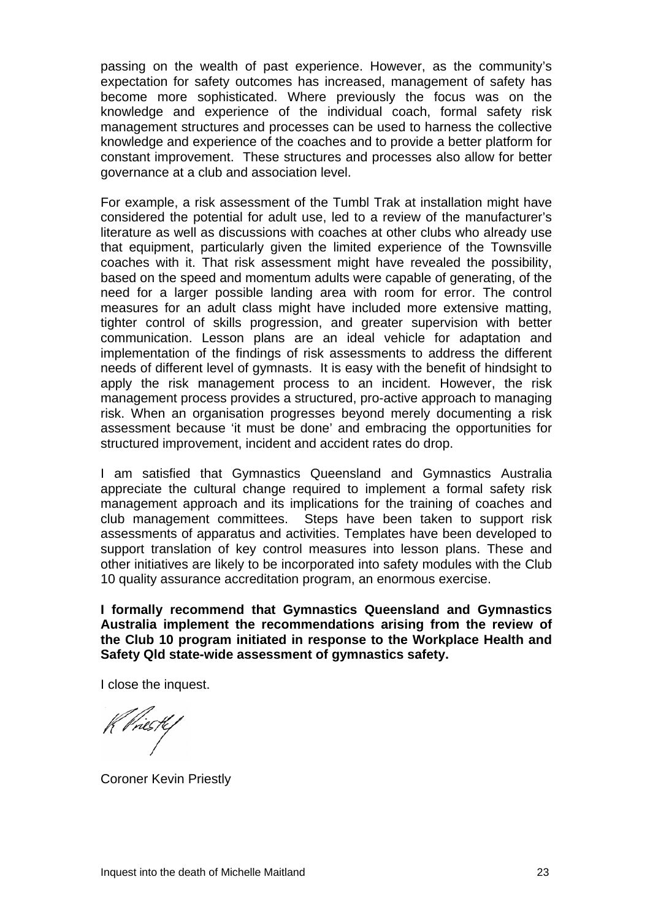passing on the wealth of past experience. However, as the community's expectation for safety outcomes has increased, management of safety has become more sophisticated. Where previously the focus was on the knowledge and experience of the individual coach, formal safety risk management structures and processes can be used to harness the collective knowledge and experience of the coaches and to provide a better platform for constant improvement. These structures and processes also allow for better governance at a club and association level.

For example, a risk assessment of the Tumbl Trak at installation might have considered the potential for adult use, led to a review of the manufacturer's literature as well as discussions with coaches at other clubs who already use that equipment, particularly given the limited experience of the Townsville coaches with it. That risk assessment might have revealed the possibility, based on the speed and momentum adults were capable of generating, of the need for a larger possible landing area with room for error. The control measures for an adult class might have included more extensive matting, tighter control of skills progression, and greater supervision with better communication. Lesson plans are an ideal vehicle for adaptation and implementation of the findings of risk assessments to address the different needs of different level of gymnasts. It is easy with the benefit of hindsight to apply the risk management process to an incident. However, the risk management process provides a structured, pro-active approach to managing risk. When an organisation progresses beyond merely documenting a risk assessment because 'it must be done' and embracing the opportunities for structured improvement, incident and accident rates do drop.

I am satisfied that Gymnastics Queensland and Gymnastics Australia appreciate the cultural change required to implement a formal safety risk management approach and its implications for the training of coaches and club management committees. Steps have been taken to support risk assessments of apparatus and activities. Templates have been developed to support translation of key control measures into lesson plans. These and other initiatives are likely to be incorporated into safety modules with the Club 10 quality assurance accreditation program, an enormous exercise.

**I formally recommend that Gymnastics Queensland and Gymnastics Australia implement the recommendations arising from the review of the Club 10 program initiated in response to the Workplace Health and Safety Qld state-wide assessment of gymnastics safety.**

I close the inquest.

K Priestly

Coroner Kevin Priestly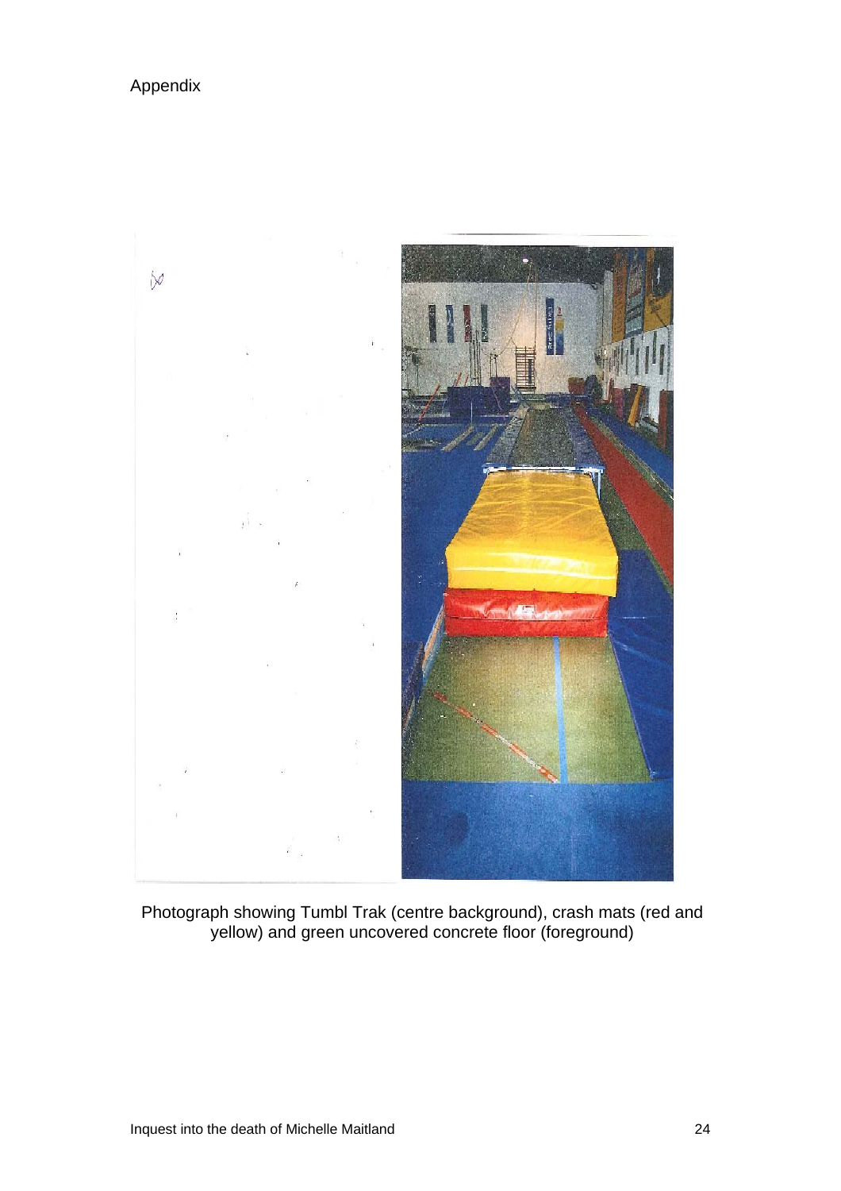Appendix

Photograph showing Tumbl Trak (centre background), crash mats (red and yellow) and green uncovered concrete floor (foreground)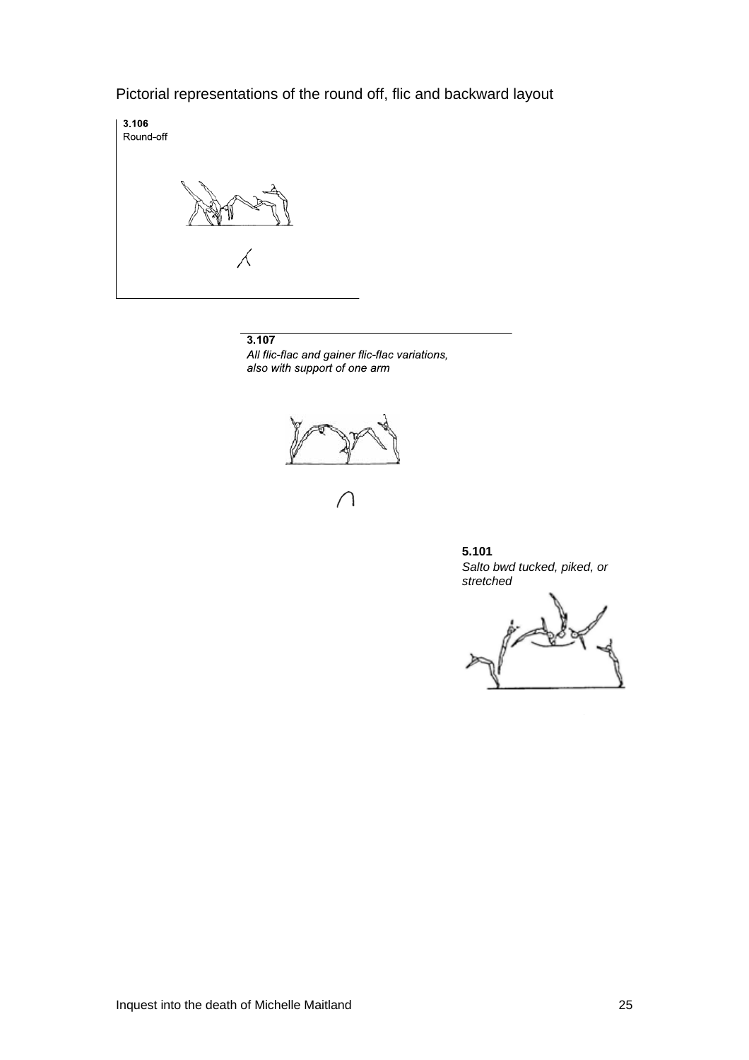Pictorial representations of the round off, flic and backward layout

**3.106**
Round-off

**3.107**
*All flic-flac and gainer flic-flac variations, also with support of one arm*

**5.101**
*Salto bwd tucked, piked, or stretched*